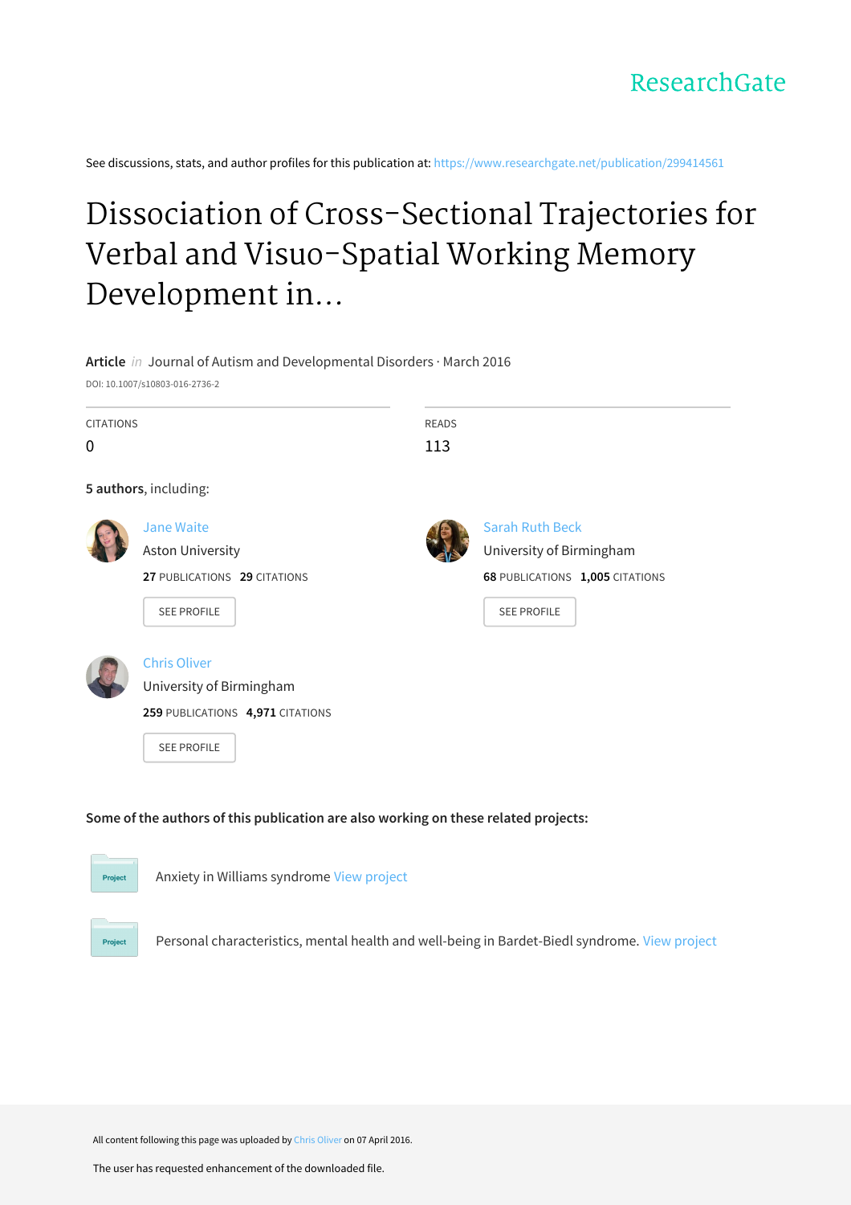ResearchGate

See discussions, stats, and author profiles for this publication at: https://www.researchgate.net/publication/299414561

# Dissociation of Cross-Sectional Trajectories for Verbal and Visuo-Spatial Working Memory Development in...

**Article** *in* Journal of Autism and Developmental Disorders · March 2016

DOI: 10.1007/s10803-016-2736-2

| CITATIONS | READS |
| --- | --- |
| 0 | 113 |

**5 authors**, including:

**Jane Waite**
Aston University
**27** PUBLICATIONS **29** CITATIONS
SEE PROFILE

**Sarah Ruth Beck**
University of Birmingham
**68** PUBLICATIONS **1,005** CITATIONS
SEE PROFILE

**Chris Oliver**
University of Birmingham
**259** PUBLICATIONS **4,971** CITATIONS
SEE PROFILE

**Some of the authors of this publication are also working on these related projects:**

Project: Anxiety in Williams syndrome View project

Project: Personal characteristics, mental health and well-being in Bardet-Biedl syndrome. View project

All content following this page was uploaded by Chris Oliver on 07 April 2016.

The user has requested enhancement of the downloaded file.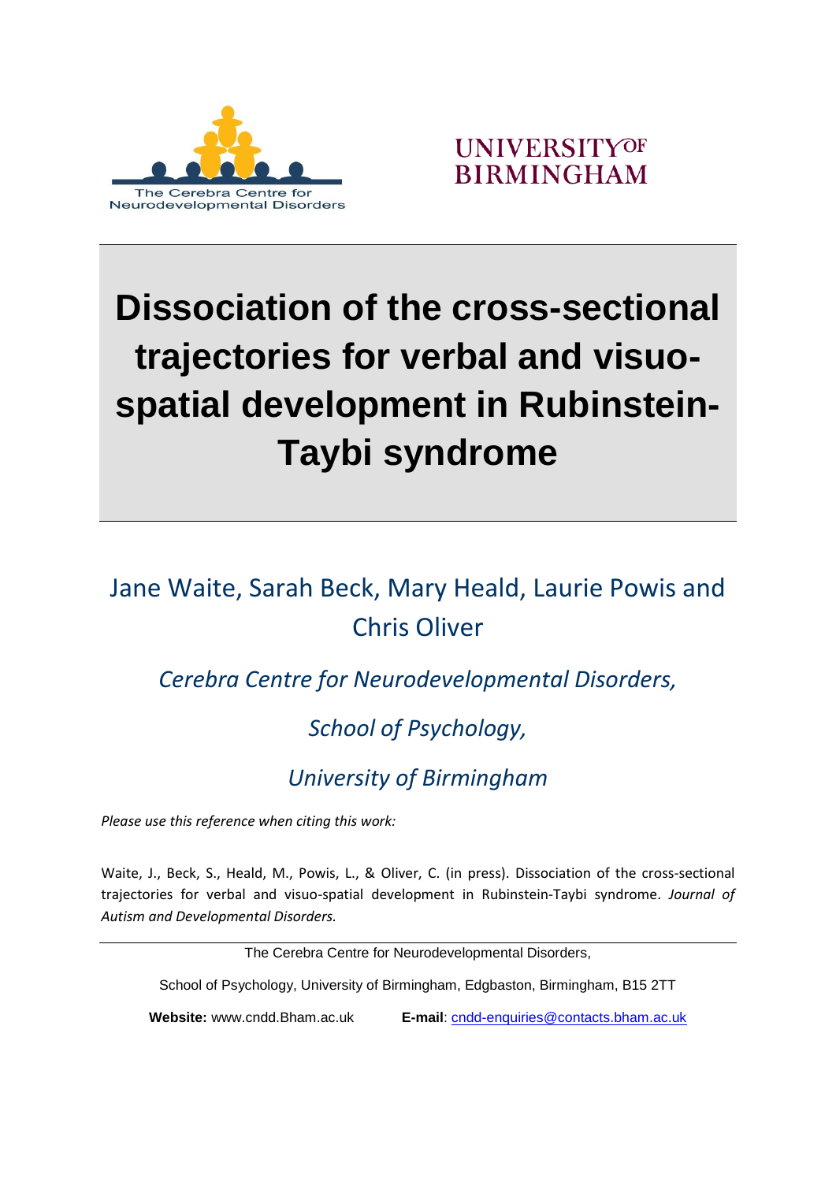The Cerebra Centre for Neurodevelopmental Disorders

UNIVERSITY OF BIRMINGHAM

# Dissociation of the cross-sectional trajectories for verbal and visuo-spatial development in Rubinstein-Taybi syndrome

Jane Waite, Sarah Beck, Mary Heald, Laurie Powis and Chris Oliver

*Cerebra Centre for Neurodevelopmental Disorders,*

*School of Psychology,*

*University of Birmingham*

*Please use this reference when citing this work:*

Waite, J., Beck, S., Heald, M., Powis, L., & Oliver, C. (in press). Dissociation of the cross-sectional trajectories for verbal and visuo-spatial development in Rubinstein-Taybi syndrome. *Journal of Autism and Developmental Disorders.*

---

The Cerebra Centre for Neurodevelopmental Disorders,

School of Psychology, University of Birmingham, Edgbaston, Birmingham, B15 2TT

**Website:** www.cndd.Bham.ac.uk **E-mail**: cndd-enquiries@contacts.bham.ac.uk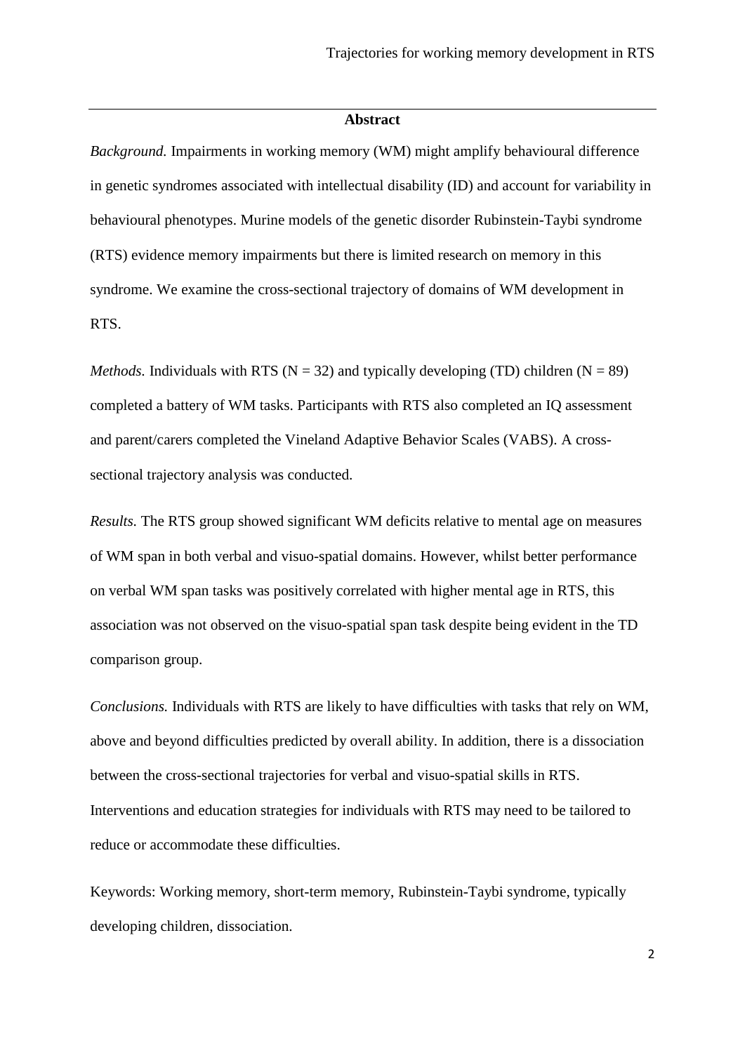## Abstract

*Background.* Impairments in working memory (WM) might amplify behavioural difference in genetic syndromes associated with intellectual disability (ID) and account for variability in behavioural phenotypes. Murine models of the genetic disorder Rubinstein-Taybi syndrome (RTS) evidence memory impairments but there is limited research on memory in this syndrome. We examine the cross-sectional trajectory of domains of WM development in RTS.

*Methods.* Individuals with RTS (N = 32) and typically developing (TD) children (N = 89) completed a battery of WM tasks. Participants with RTS also completed an IQ assessment and parent/carers completed the Vineland Adaptive Behavior Scales (VABS). A cross-sectional trajectory analysis was conducted.

*Results.* The RTS group showed significant WM deficits relative to mental age on measures of WM span in both verbal and visuo-spatial domains. However, whilst better performance on verbal WM span tasks was positively correlated with higher mental age in RTS, this association was not observed on the visuo-spatial span task despite being evident in the TD comparison group.

*Conclusions.* Individuals with RTS are likely to have difficulties with tasks that rely on WM, above and beyond difficulties predicted by overall ability. In addition, there is a dissociation between the cross-sectional trajectories for verbal and visuo-spatial skills in RTS. Interventions and education strategies for individuals with RTS may need to be tailored to reduce or accommodate these difficulties.

Keywords: Working memory, short-term memory, Rubinstein-Taybi syndrome, typically developing children, dissociation.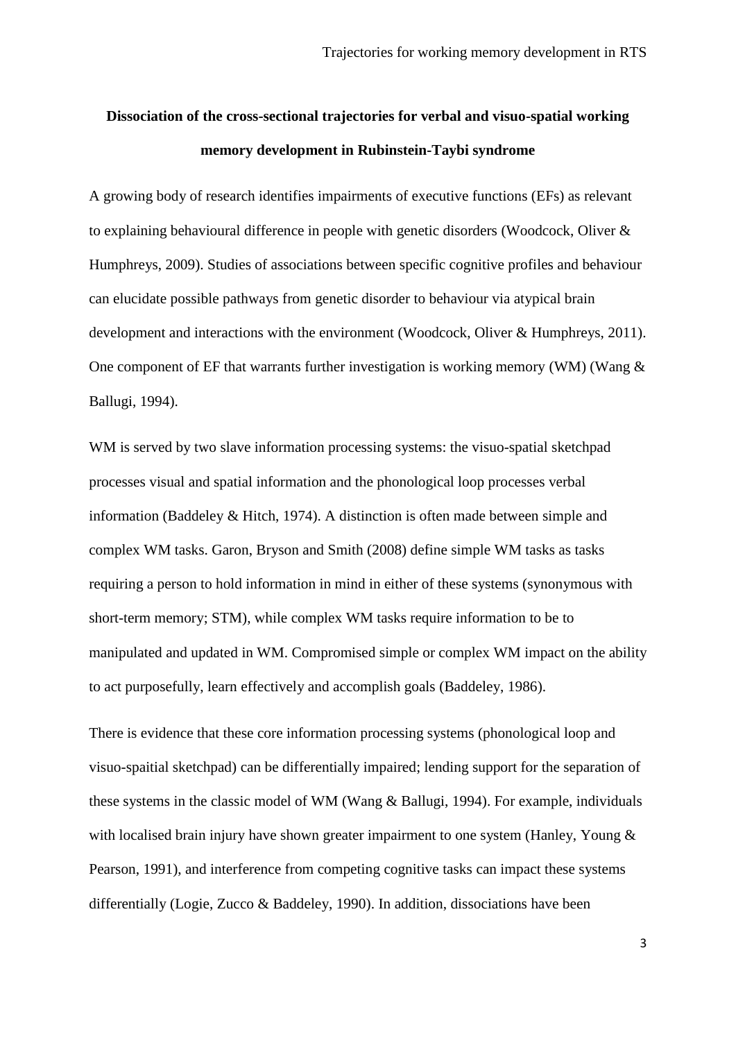**Dissociation of the cross-sectional trajectories for verbal and visuo-spatial working memory development in Rubinstein-Taybi syndrome**

A growing body of research identifies impairments of executive functions (EFs) as relevant to explaining behavioural difference in people with genetic disorders (Woodcock, Oliver & Humphreys, 2009). Studies of associations between specific cognitive profiles and behaviour can elucidate possible pathways from genetic disorder to behaviour via atypical brain development and interactions with the environment (Woodcock, Oliver & Humphreys, 2011). One component of EF that warrants further investigation is working memory (WM) (Wang & Ballugi, 1994).

WM is served by two slave information processing systems: the visuo-spatial sketchpad processes visual and spatial information and the phonological loop processes verbal information (Baddeley & Hitch, 1974). A distinction is often made between simple and complex WM tasks. Garon, Bryson and Smith (2008) define simple WM tasks as tasks requiring a person to hold information in mind in either of these systems (synonymous with short-term memory; STM), while complex WM tasks require information to be to manipulated and updated in WM. Compromised simple or complex WM impact on the ability to act purposefully, learn effectively and accomplish goals (Baddeley, 1986).

There is evidence that these core information processing systems (phonological loop and visuo-spaitial sketchpad) can be differentially impaired; lending support for the separation of these systems in the classic model of WM (Wang & Ballugi, 1994). For example, individuals with localised brain injury have shown greater impairment to one system (Hanley, Young & Pearson, 1991), and interference from competing cognitive tasks can impact these systems differentially (Logie, Zucco & Baddeley, 1990). In addition, dissociations have been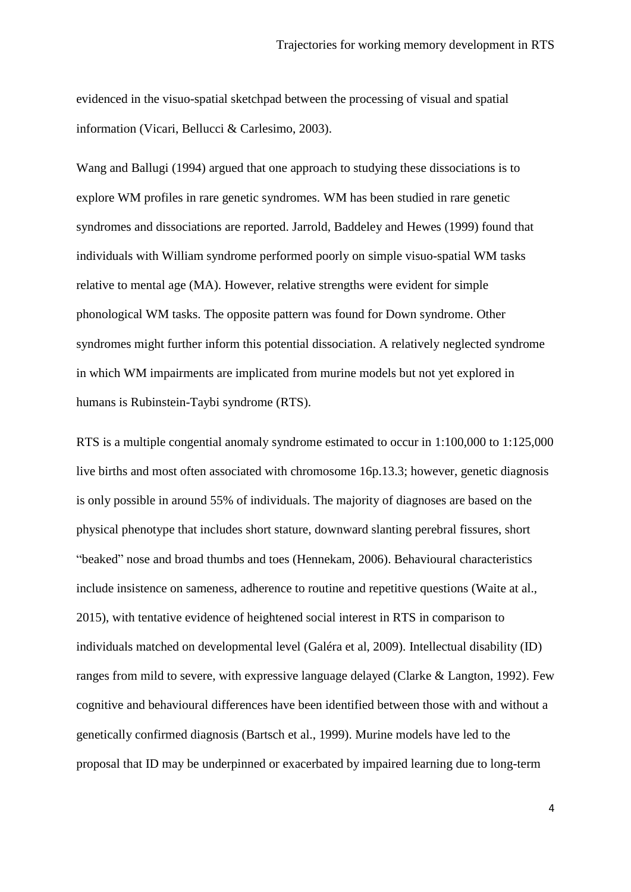evidenced in the visuo-spatial sketchpad between the processing of visual and spatial information (Vicari, Bellucci & Carlesimo, 2003).

Wang and Ballugi (1994) argued that one approach to studying these dissociations is to explore WM profiles in rare genetic syndromes. WM has been studied in rare genetic syndromes and dissociations are reported. Jarrold, Baddeley and Hewes (1999) found that individuals with William syndrome performed poorly on simple visuo-spatial WM tasks relative to mental age (MA). However, relative strengths were evident for simple phonological WM tasks. The opposite pattern was found for Down syndrome. Other syndromes might further inform this potential dissociation. A relatively neglected syndrome in which WM impairments are implicated from murine models but not yet explored in humans is Rubinstein-Taybi syndrome (RTS).

RTS is a multiple congential anomaly syndrome estimated to occur in 1:100,000 to 1:125,000 live births and most often associated with chromosome 16p.13.3; however, genetic diagnosis is only possible in around 55% of individuals. The majority of diagnoses are based on the physical phenotype that includes short stature, downward slanting perebral fissures, short "beaked" nose and broad thumbs and toes (Hennekam, 2006). Behavioural characteristics include insistence on sameness, adherence to routine and repetitive questions (Waite at al., 2015), with tentative evidence of heightened social interest in RTS in comparison to individuals matched on developmental level (Galéra et al, 2009). Intellectual disability (ID) ranges from mild to severe, with expressive language delayed (Clarke & Langton, 1992). Few cognitive and behavioural differences have been identified between those with and without a genetically confirmed diagnosis (Bartsch et al., 1999). Murine models have led to the proposal that ID may be underpinned or exacerbated by impaired learning due to long-term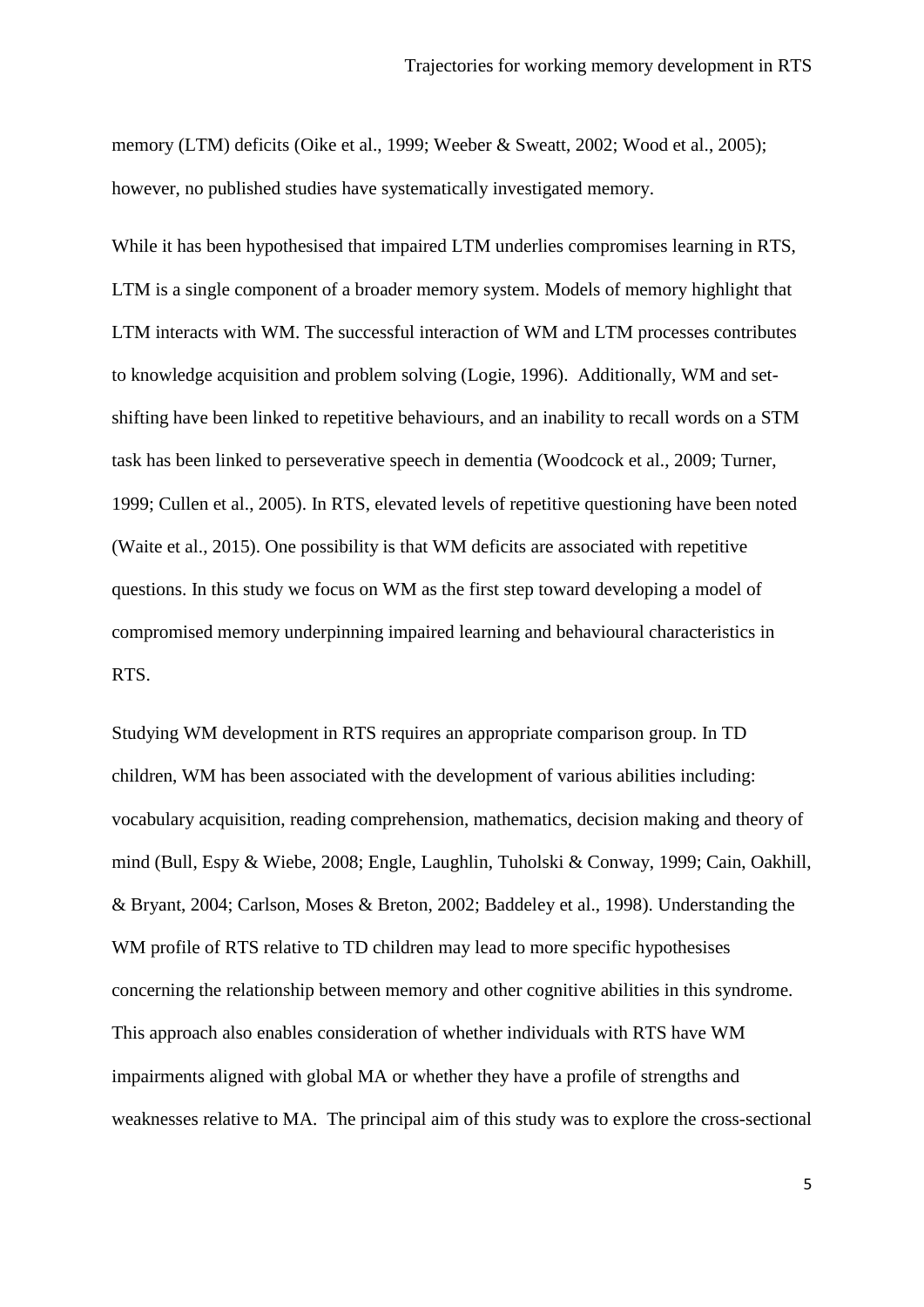memory (LTM) deficits (Oike et al., 1999; Weeber & Sweatt, 2002; Wood et al., 2005); however, no published studies have systematically investigated memory.

While it has been hypothesised that impaired LTM underlies compromises learning in RTS, LTM is a single component of a broader memory system. Models of memory highlight that LTM interacts with WM. The successful interaction of WM and LTM processes contributes to knowledge acquisition and problem solving (Logie, 1996). Additionally, WM and set-shifting have been linked to repetitive behaviours, and an inability to recall words on a STM task has been linked to perseverative speech in dementia (Woodcock et al., 2009; Turner, 1999; Cullen et al., 2005). In RTS, elevated levels of repetitive questioning have been noted (Waite et al., 2015). One possibility is that WM deficits are associated with repetitive questions. In this study we focus on WM as the first step toward developing a model of compromised memory underpinning impaired learning and behavioural characteristics in RTS.

Studying WM development in RTS requires an appropriate comparison group. In TD children, WM has been associated with the development of various abilities including: vocabulary acquisition, reading comprehension, mathematics, decision making and theory of mind (Bull, Espy & Wiebe, 2008; Engle, Laughlin, Tuholski & Conway, 1999; Cain, Oakhill, & Bryant, 2004; Carlson, Moses & Breton, 2002; Baddeley et al., 1998). Understanding the WM profile of RTS relative to TD children may lead to more specific hypothesises concerning the relationship between memory and other cognitive abilities in this syndrome. This approach also enables consideration of whether individuals with RTS have WM impairments aligned with global MA or whether they have a profile of strengths and weaknesses relative to MA. The principal aim of this study was to explore the cross-sectional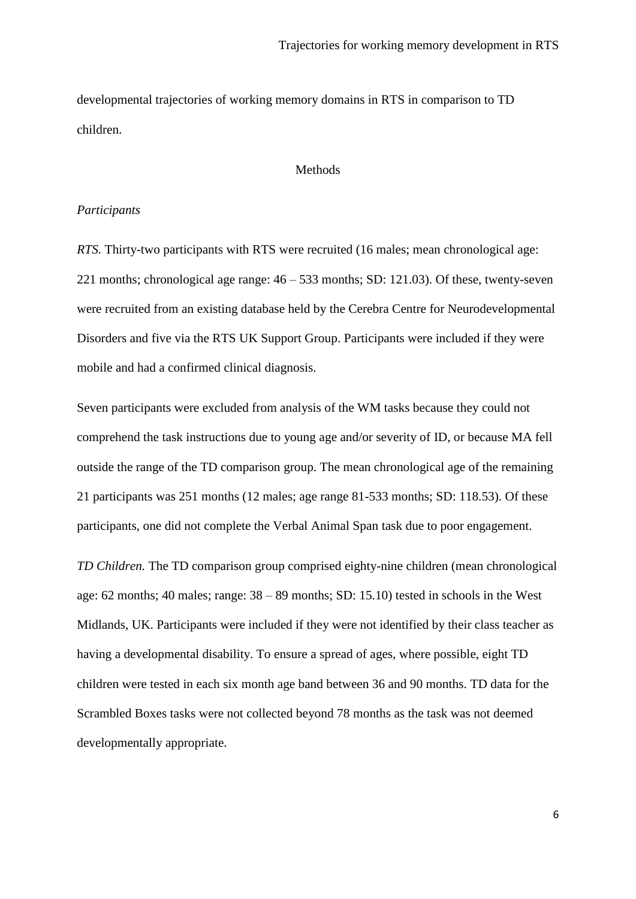developmental trajectories of working memory domains in RTS in comparison to TD children.

## Methods

### *Participants*

*RTS.* Thirty-two participants with RTS were recruited (16 males; mean chronological age: 221 months; chronological age range: 46 – 533 months; SD: 121.03). Of these, twenty-seven were recruited from an existing database held by the Cerebra Centre for Neurodevelopmental Disorders and five via the RTS UK Support Group. Participants were included if they were mobile and had a confirmed clinical diagnosis.

Seven participants were excluded from analysis of the WM tasks because they could not comprehend the task instructions due to young age and/or severity of ID, or because MA fell outside the range of the TD comparison group. The mean chronological age of the remaining 21 participants was 251 months (12 males; age range 81-533 months; SD: 118.53). Of these participants, one did not complete the Verbal Animal Span task due to poor engagement.

*TD Children.* The TD comparison group comprised eighty-nine children (mean chronological age: 62 months; 40 males; range: 38 – 89 months; SD: 15.10) tested in schools in the West Midlands, UK. Participants were included if they were not identified by their class teacher as having a developmental disability. To ensure a spread of ages, where possible, eight TD children were tested in each six month age band between 36 and 90 months. TD data for the Scrambled Boxes tasks were not collected beyond 78 months as the task was not deemed developmentally appropriate.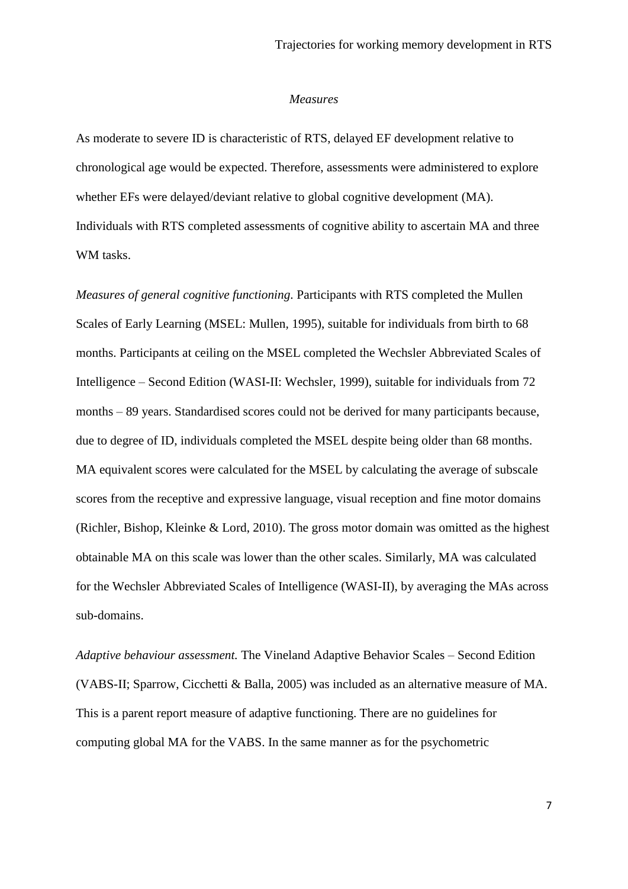*Measures*

As moderate to severe ID is characteristic of RTS, delayed EF development relative to chronological age would be expected. Therefore, assessments were administered to explore whether EFs were delayed/deviant relative to global cognitive development (MA). Individuals with RTS completed assessments of cognitive ability to ascertain MA and three WM tasks.

*Measures of general cognitive functioning.* Participants with RTS completed the Mullen Scales of Early Learning (MSEL: Mullen, 1995), suitable for individuals from birth to 68 months. Participants at ceiling on the MSEL completed the Wechsler Abbreviated Scales of Intelligence – Second Edition (WASI-II: Wechsler, 1999), suitable for individuals from 72 months – 89 years. Standardised scores could not be derived for many participants because, due to degree of ID, individuals completed the MSEL despite being older than 68 months. MA equivalent scores were calculated for the MSEL by calculating the average of subscale scores from the receptive and expressive language, visual reception and fine motor domains (Richler, Bishop, Kleinke & Lord, 2010). The gross motor domain was omitted as the highest obtainable MA on this scale was lower than the other scales. Similarly, MA was calculated for the Wechsler Abbreviated Scales of Intelligence (WASI-II), by averaging the MAs across sub-domains.

*Adaptive behaviour assessment.* The Vineland Adaptive Behavior Scales – Second Edition (VABS-II; Sparrow, Cicchetti & Balla, 2005) was included as an alternative measure of MA. This is a parent report measure of adaptive functioning. There are no guidelines for computing global MA for the VABS. In the same manner as for the psychometric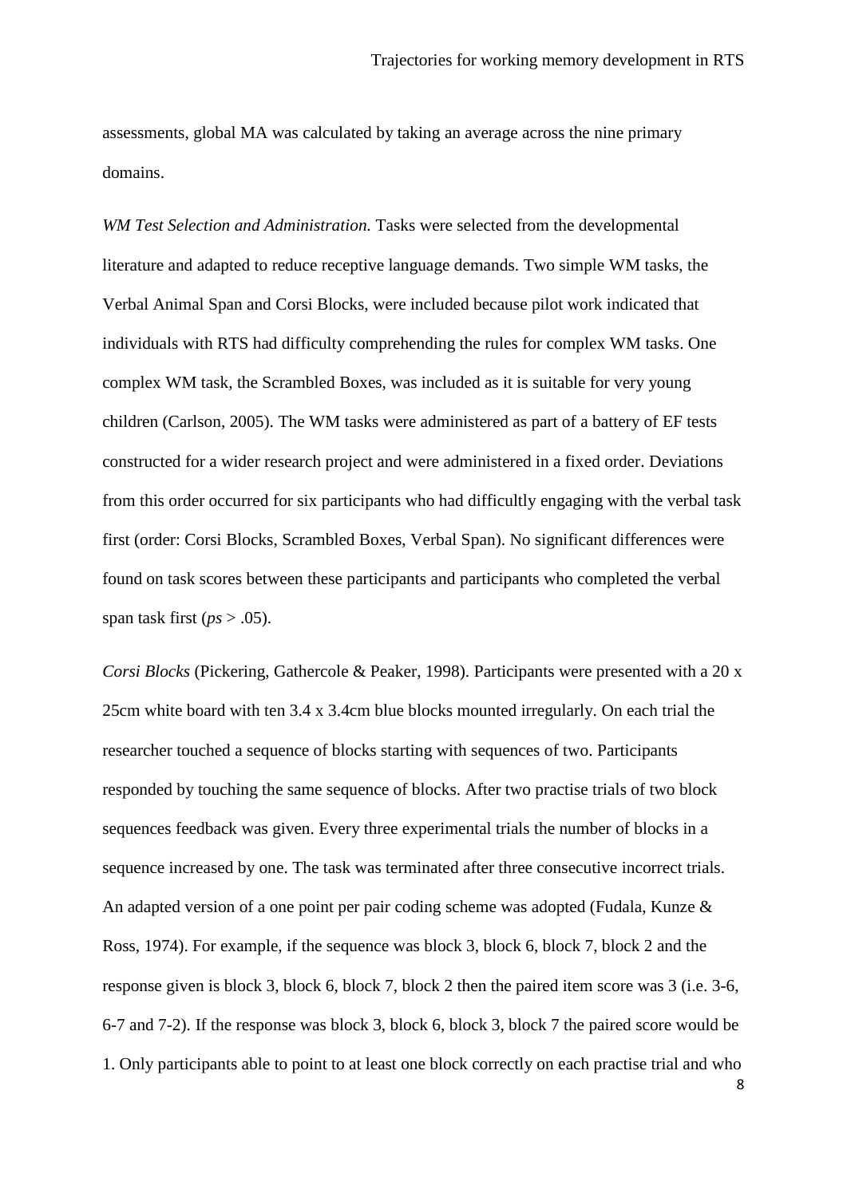assessments, global MA was calculated by taking an average across the nine primary domains.

*WM Test Selection and Administration.* Tasks were selected from the developmental literature and adapted to reduce receptive language demands. Two simple WM tasks, the Verbal Animal Span and Corsi Blocks, were included because pilot work indicated that individuals with RTS had difficulty comprehending the rules for complex WM tasks. One complex WM task, the Scrambled Boxes, was included as it is suitable for very young children (Carlson, 2005). The WM tasks were administered as part of a battery of EF tests constructed for a wider research project and were administered in a fixed order. Deviations from this order occurred for six participants who had difficultly engaging with the verbal task first (order: Corsi Blocks, Scrambled Boxes, Verbal Span). No significant differences were found on task scores between these participants and participants who completed the verbal span task first (*ps* > .05).

*Corsi Blocks* (Pickering, Gathercole & Peaker, 1998). Participants were presented with a 20 x 25cm white board with ten 3.4 x 3.4cm blue blocks mounted irregularly. On each trial the researcher touched a sequence of blocks starting with sequences of two. Participants responded by touching the same sequence of blocks. After two practise trials of two block sequences feedback was given. Every three experimental trials the number of blocks in a sequence increased by one. The task was terminated after three consecutive incorrect trials. An adapted version of a one point per pair coding scheme was adopted (Fudala, Kunze & Ross, 1974). For example, if the sequence was block 3, block 6, block 7, block 2 and the response given is block 3, block 6, block 7, block 2 then the paired item score was 3 (i.e. 3-6, 6-7 and 7-2). If the response was block 3, block 6, block 3, block 7 the paired score would be 1. Only participants able to point to at least one block correctly on each practise trial and who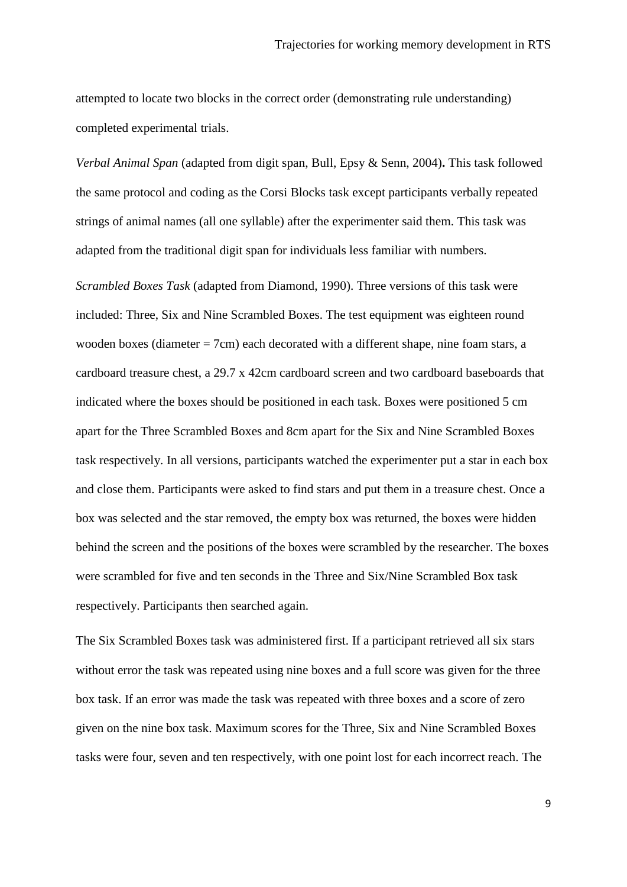attempted to locate two blocks in the correct order (demonstrating rule understanding) completed experimental trials.

*Verbal Animal Span* (adapted from digit span, Bull, Epsy & Senn, 2004)**.** This task followed the same protocol and coding as the Corsi Blocks task except participants verbally repeated strings of animal names (all one syllable) after the experimenter said them. This task was adapted from the traditional digit span for individuals less familiar with numbers.

*Scrambled Boxes Task* (adapted from Diamond, 1990). Three versions of this task were included: Three, Six and Nine Scrambled Boxes. The test equipment was eighteen round wooden boxes (diameter = 7cm) each decorated with a different shape, nine foam stars, a cardboard treasure chest, a 29.7 x 42cm cardboard screen and two cardboard baseboards that indicated where the boxes should be positioned in each task. Boxes were positioned 5 cm apart for the Three Scrambled Boxes and 8cm apart for the Six and Nine Scrambled Boxes task respectively. In all versions, participants watched the experimenter put a star in each box and close them. Participants were asked to find stars and put them in a treasure chest. Once a box was selected and the star removed, the empty box was returned, the boxes were hidden behind the screen and the positions of the boxes were scrambled by the researcher. The boxes were scrambled for five and ten seconds in the Three and Six/Nine Scrambled Box task respectively. Participants then searched again.

The Six Scrambled Boxes task was administered first. If a participant retrieved all six stars without error the task was repeated using nine boxes and a full score was given for the three box task. If an error was made the task was repeated with three boxes and a score of zero given on the nine box task. Maximum scores for the Three, Six and Nine Scrambled Boxes tasks were four, seven and ten respectively, with one point lost for each incorrect reach. The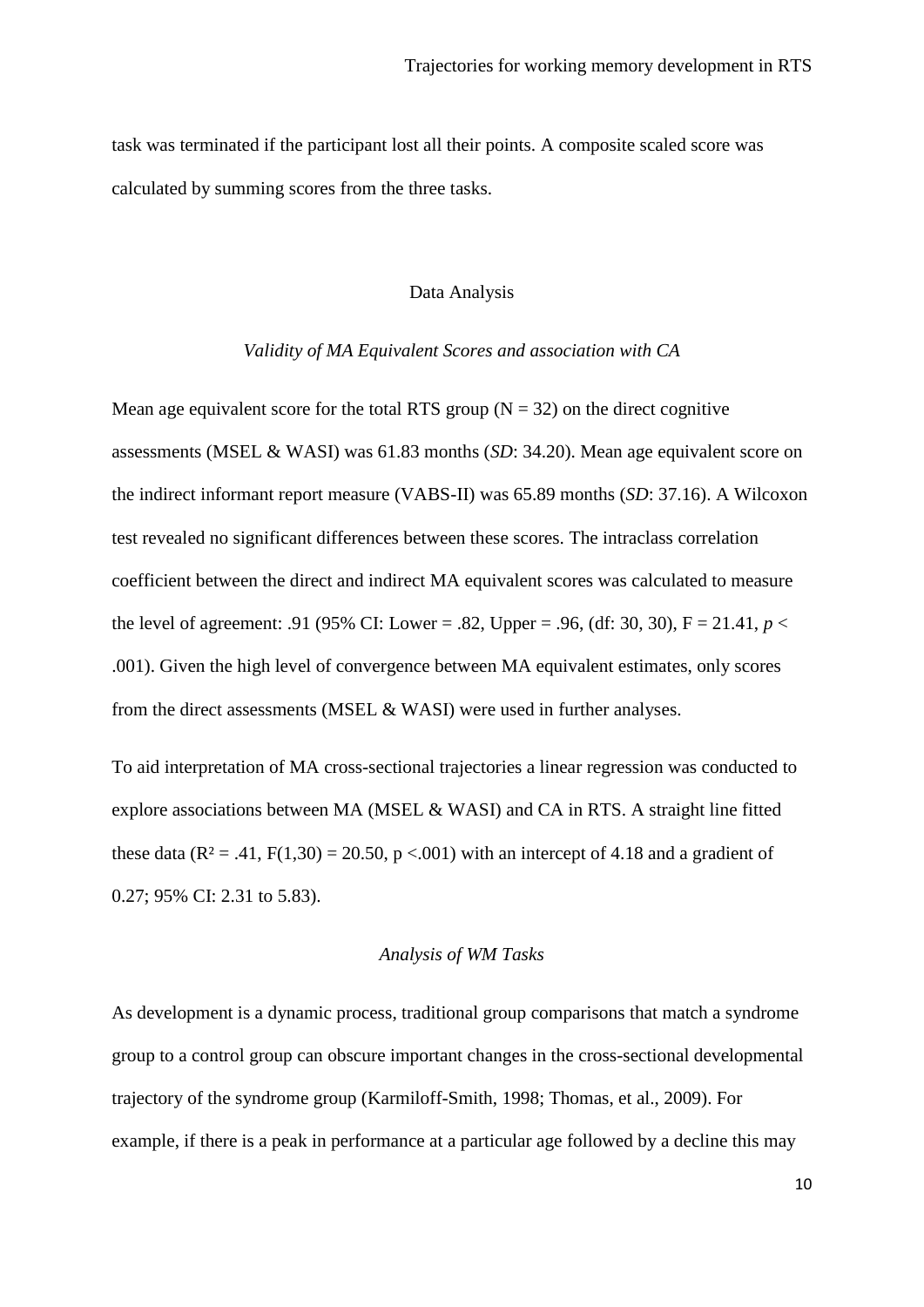task was terminated if the participant lost all their points. A composite scaled score was calculated by summing scores from the three tasks.

## Data Analysis

### *Validity of MA Equivalent Scores and association with CA*

Mean age equivalent score for the total RTS group (N = 32) on the direct cognitive assessments (MSEL & WASI) was 61.83 months (*SD*: 34.20). Mean age equivalent score on the indirect informant report measure (VABS-II) was 65.89 months (*SD*: 37.16). A Wilcoxon test revealed no significant differences between these scores. The intraclass correlation coefficient between the direct and indirect MA equivalent scores was calculated to measure the level of agreement: .91 (95% CI: Lower = .82, Upper = .96, (df: 30, 30), F = 21.41, $p < .001$). Given the high level of convergence between MA equivalent estimates, only scores from the direct assessments (MSEL & WASI) were used in further analyses.

To aid interpretation of MA cross-sectional trajectories a linear regression was conducted to explore associations between MA (MSEL & WASI) and CA in RTS. A straight line fitted these data ($R^2 = .41$, $F(1,30) = 20.50$, $p < .001$) with an intercept of 4.18 and a gradient of 0.27; 95% CI: 2.31 to 5.83).

### *Analysis of WM Tasks*

As development is a dynamic process, traditional group comparisons that match a syndrome group to a control group can obscure important changes in the cross-sectional developmental trajectory of the syndrome group (Karmiloff-Smith, 1998; Thomas, et al., 2009). For example, if there is a peak in performance at a particular age followed by a decline this may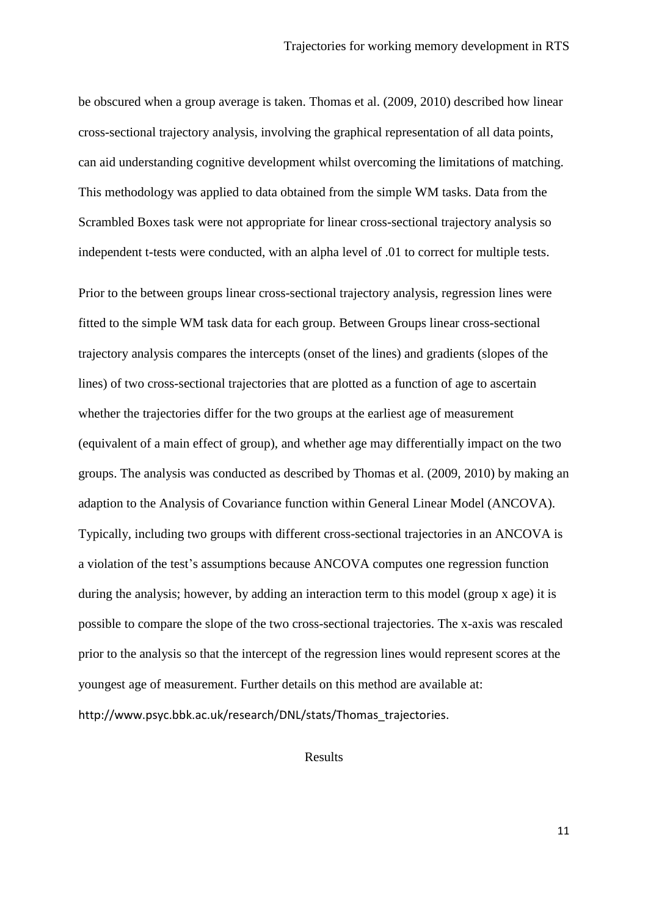be obscured when a group average is taken. Thomas et al. (2009, 2010) described how linear cross-sectional trajectory analysis, involving the graphical representation of all data points, can aid understanding cognitive development whilst overcoming the limitations of matching. This methodology was applied to data obtained from the simple WM tasks. Data from the Scrambled Boxes task were not appropriate for linear cross-sectional trajectory analysis so independent t-tests were conducted, with an alpha level of .01 to correct for multiple tests.

Prior to the between groups linear cross-sectional trajectory analysis, regression lines were fitted to the simple WM task data for each group. Between Groups linear cross-sectional trajectory analysis compares the intercepts (onset of the lines) and gradients (slopes of the lines) of two cross-sectional trajectories that are plotted as a function of age to ascertain whether the trajectories differ for the two groups at the earliest age of measurement (equivalent of a main effect of group), and whether age may differentially impact on the two groups. The analysis was conducted as described by Thomas et al. (2009, 2010) by making an adaption to the Analysis of Covariance function within General Linear Model (ANCOVA). Typically, including two groups with different cross-sectional trajectories in an ANCOVA is a violation of the test's assumptions because ANCOVA computes one regression function during the analysis; however, by adding an interaction term to this model (group x age) it is possible to compare the slope of the two cross-sectional trajectories. The x-axis was rescaled prior to the analysis so that the intercept of the regression lines would represent scores at the youngest age of measurement. Further details on this method are available at: http://www.psyc.bbk.ac.uk/research/DNL/stats/Thomas_trajectories.

## Results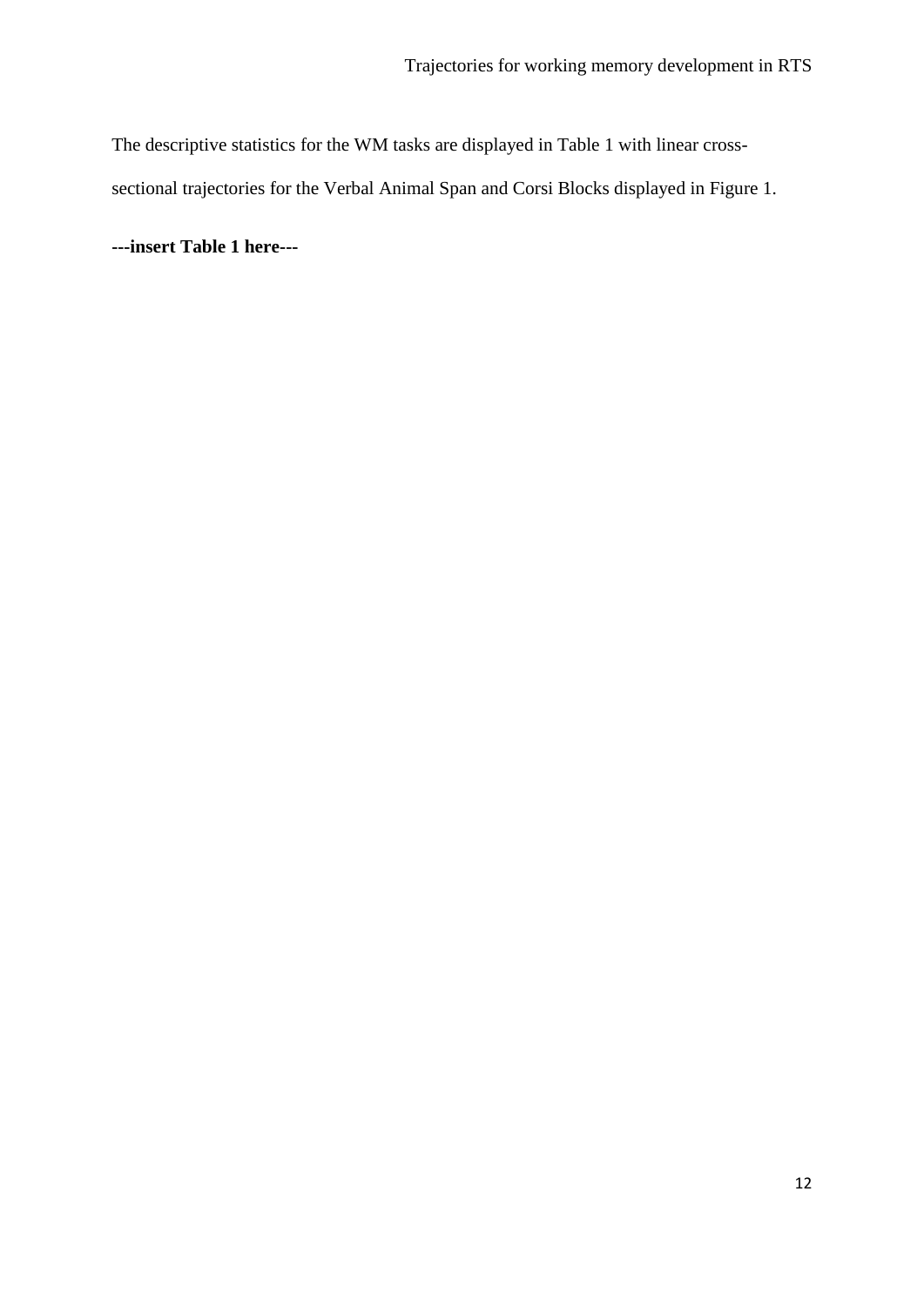The descriptive statistics for the WM tasks are displayed in Table 1 with linear cross-sectional trajectories for the Verbal Animal Span and Corsi Blocks displayed in Figure 1.

**---insert Table 1 here---**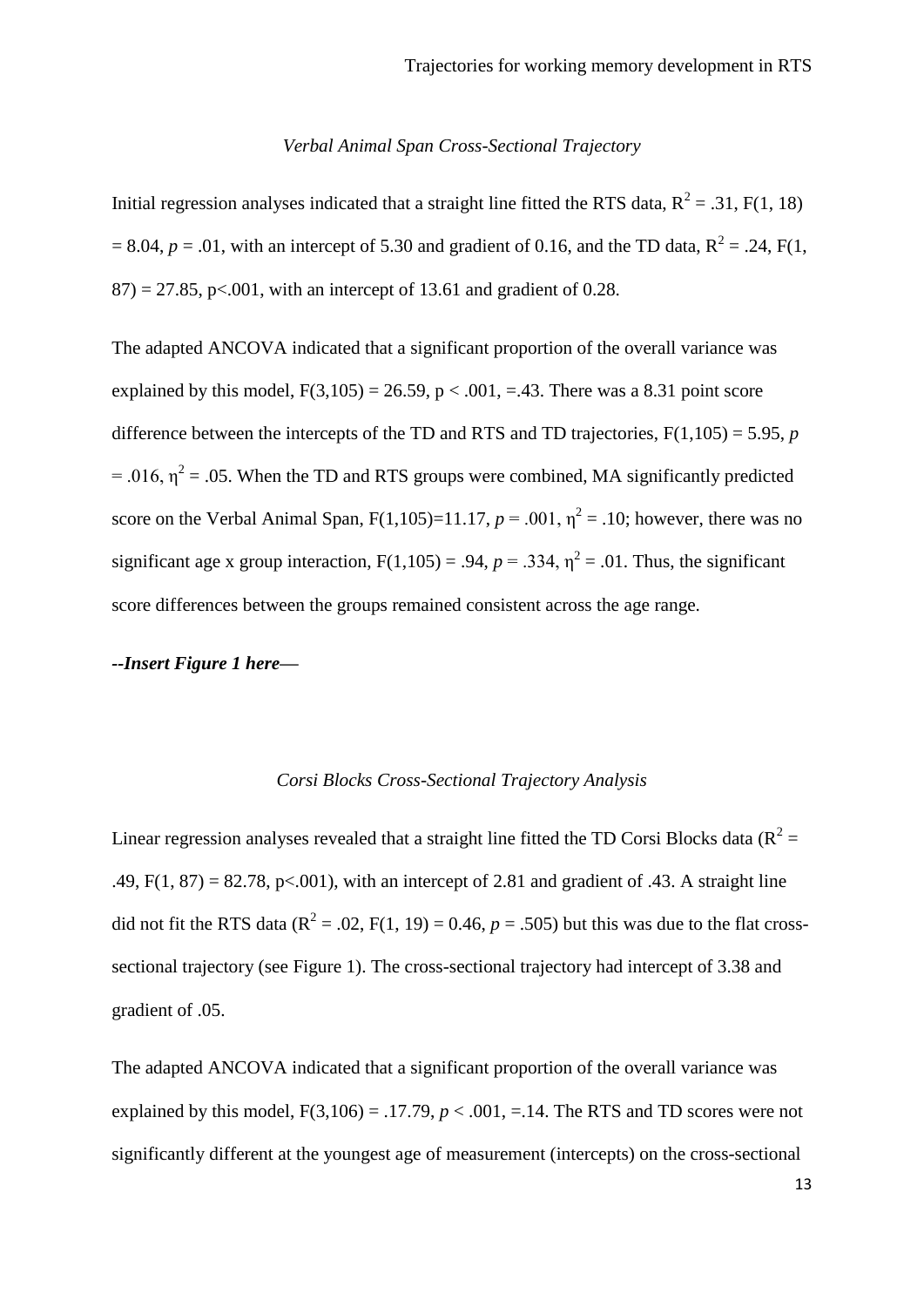*Verbal Animal Span Cross-Sectional Trajectory*

Initial regression analyses indicated that a straight line fitted the RTS data, $R^2 = .31$, $F(1, 18) = 8.04$, $p = .01$, with an intercept of 5.30 and gradient of 0.16, and the TD data, $R^2 = .24$, $F(1, 87) = 27.85$, $p<.001$, with an intercept of 13.61 and gradient of 0.28.

The adapted ANCOVA indicated that a significant proportion of the overall variance was explained by this model, $F(3,105) = 26.59$, $p < .001$, =.43. There was a 8.31 point score difference between the intercepts of the TD and RTS and TD trajectories, $F(1,105) = 5.95$, $p = .016$, $\eta^2 = .05$. When the TD and RTS groups were combined, MA significantly predicted score on the Verbal Animal Span, $F(1,105)=11.17$, $p = .001$, $\eta^2 = .10$; however, there was no significant age x group interaction, $F(1,105) = .94$, $p = .334$, $\eta^2 = .01$. Thus, the significant score differences between the groups remained consistent across the age range.

***--Insert Figure 1 here—***

*Corsi Blocks Cross-Sectional Trajectory Analysis*

Linear regression analyses revealed that a straight line fitted the TD Corsi Blocks data ($R^2 = .49$, $F(1, 87) = 82.78$, $p<.001$), with an intercept of 2.81 and gradient of .43. A straight line did not fit the RTS data ($R^2 = .02$, $F(1, 19) = 0.46$, $p = .505$) but this was due to the flat cross-sectional trajectory (see Figure 1). The cross-sectional trajectory had intercept of 3.38 and gradient of .05.

The adapted ANCOVA indicated that a significant proportion of the overall variance was explained by this model, $F(3,106) = .17.79$, $p < .001$, =.14. The RTS and TD scores were not significantly different at the youngest age of measurement (intercepts) on the cross-sectional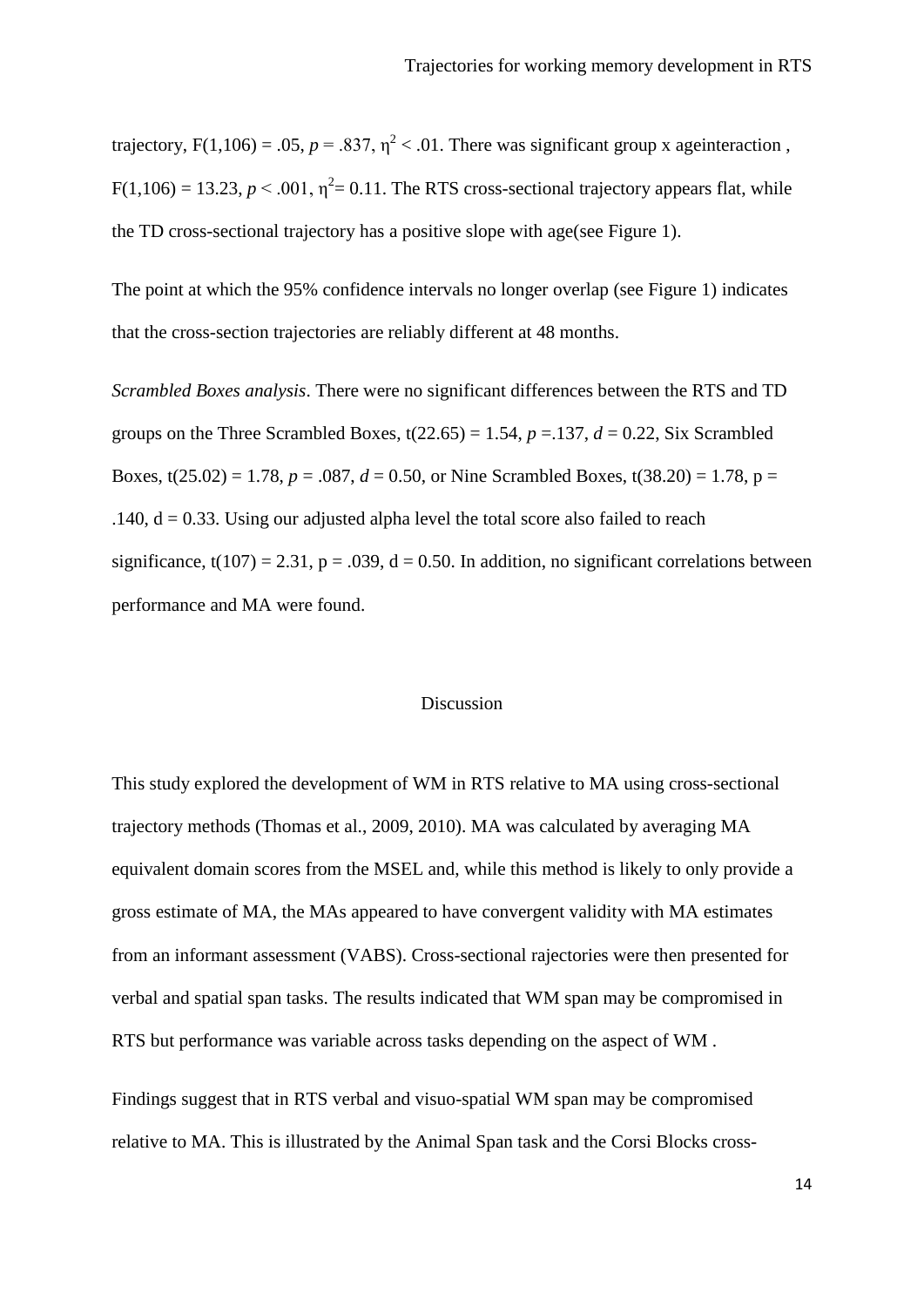trajectory, $F(1,106) = .05$, $p = .837$, $\eta^2 < .01$. There was significant group x ageinteraction , $F(1,106) = 13.23$, $p < .001$, $\eta^2 = 0.11$. The RTS cross-sectional trajectory appears flat, while the TD cross-sectional trajectory has a positive slope with age(see Figure 1).

The point at which the 95% confidence intervals no longer overlap (see Figure 1) indicates that the cross-section trajectories are reliably different at 48 months.

*Scrambled Boxes analysis*. There were no significant differences between the RTS and TD groups on the Three Scrambled Boxes, $t(22.65) = 1.54$, $p = .137$, $d = 0.22$, Six Scrambled Boxes, $t(25.02) = 1.78$, $p = .087$, $d = 0.50$, or Nine Scrambled Boxes, $t(38.20) = 1.78$, $p = .140$, $d = 0.33$. Using our adjusted alpha level the total score also failed to reach significance, $t(107) = 2.31$, $p = .039$, $d = 0.50$. In addition, no significant correlations between performance and MA were found.

## Discussion

This study explored the development of WM in RTS relative to MA using cross-sectional trajectory methods (Thomas et al., 2009, 2010). MA was calculated by averaging MA equivalent domain scores from the MSEL and, while this method is likely to only provide a gross estimate of MA, the MAs appeared to have convergent validity with MA estimates from an informant assessment (VABS). Cross-sectional rajectories were then presented for verbal and spatial span tasks. The results indicated that WM span may be compromised in RTS but performance was variable across tasks depending on the aspect of WM .

Findings suggest that in RTS verbal and visuo-spatial WM span may be compromised relative to MA. This is illustrated by the Animal Span task and the Corsi Blocks cross-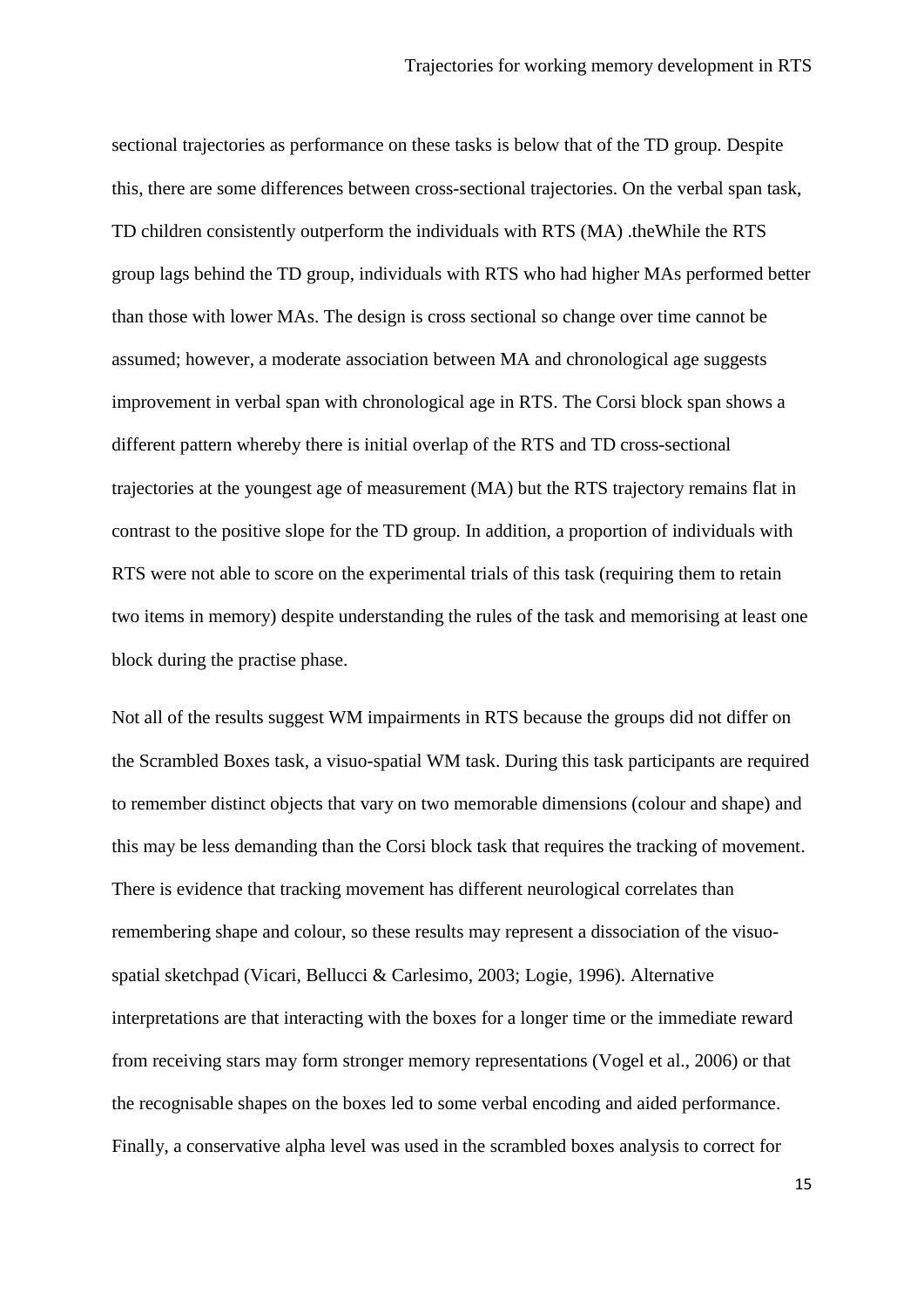sectional trajectories as performance on these tasks is below that of the TD group. Despite this, there are some differences between cross-sectional trajectories. On the verbal span task, TD children consistently outperform the individuals with RTS (MA) .theWhile the RTS group lags behind the TD group, individuals with RTS who had higher MAs performed better than those with lower MAs. The design is cross sectional so change over time cannot be assumed; however, a moderate association between MA and chronological age suggests improvement in verbal span with chronological age in RTS. The Corsi block span shows a different pattern whereby there is initial overlap of the RTS and TD cross-sectional trajectories at the youngest age of measurement (MA) but the RTS trajectory remains flat in contrast to the positive slope for the TD group. In addition, a proportion of individuals with RTS were not able to score on the experimental trials of this task (requiring them to retain two items in memory) despite understanding the rules of the task and memorising at least one block during the practise phase.

Not all of the results suggest WM impairments in RTS because the groups did not differ on the Scrambled Boxes task, a visuo-spatial WM task. During this task participants are required to remember distinct objects that vary on two memorable dimensions (colour and shape) and this may be less demanding than the Corsi block task that requires the tracking of movement. There is evidence that tracking movement has different neurological correlates than remembering shape and colour, so these results may represent a dissociation of the visuo-spatial sketchpad (Vicari, Bellucci & Carlesimo, 2003; Logie, 1996). Alternative interpretations are that interacting with the boxes for a longer time or the immediate reward from receiving stars may form stronger memory representations (Vogel et al., 2006) or that the recognisable shapes on the boxes led to some verbal encoding and aided performance. Finally, a conservative alpha level was used in the scrambled boxes analysis to correct for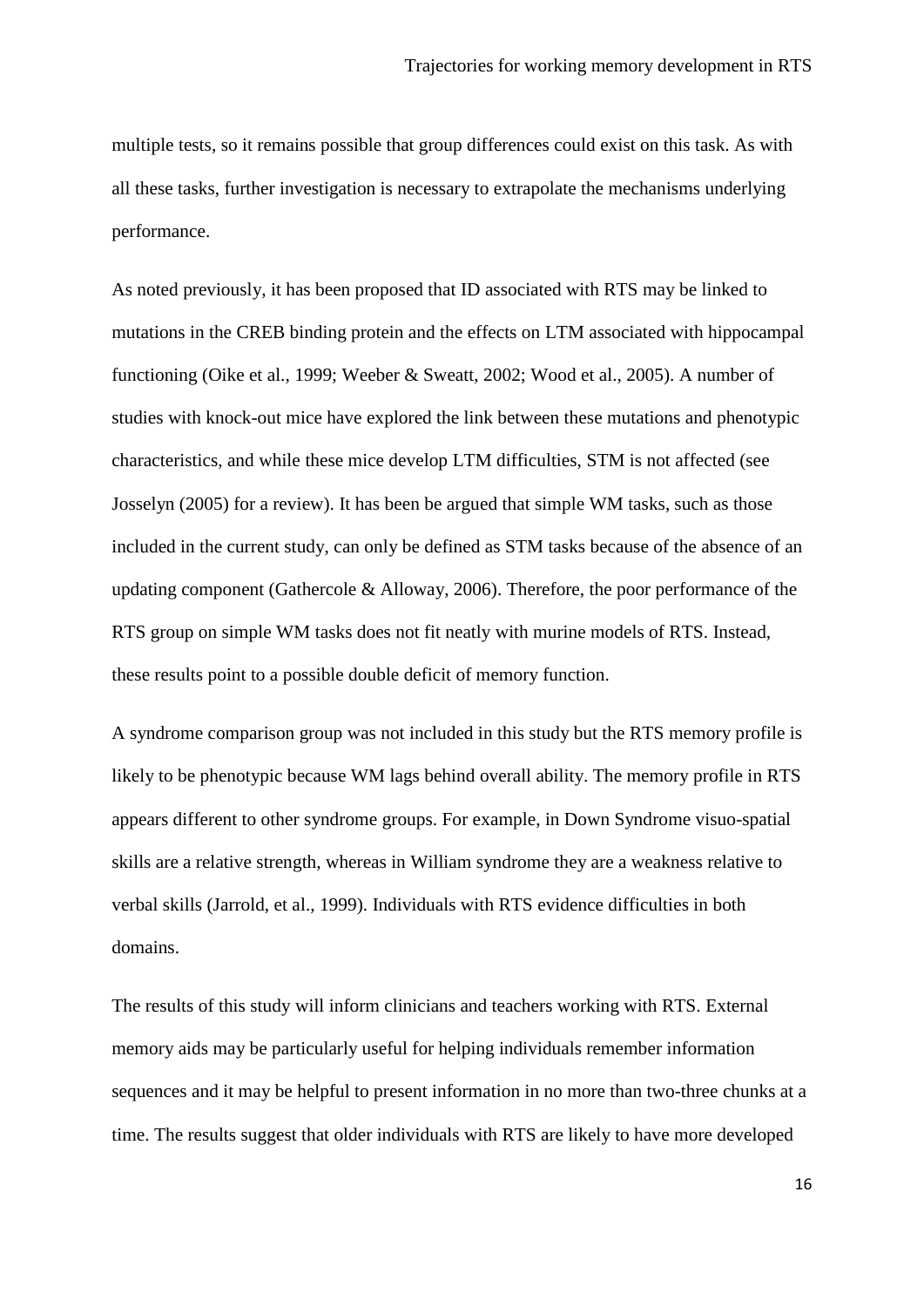multiple tests, so it remains possible that group differences could exist on this task. As with all these tasks, further investigation is necessary to extrapolate the mechanisms underlying performance.

As noted previously, it has been proposed that ID associated with RTS may be linked to mutations in the CREB binding protein and the effects on LTM associated with hippocampal functioning (Oike et al., 1999; Weeber & Sweatt, 2002; Wood et al., 2005). A number of studies with knock-out mice have explored the link between these mutations and phenotypic characteristics, and while these mice develop LTM difficulties, STM is not affected (see Josselyn (2005) for a review). It has been be argued that simple WM tasks, such as those included in the current study, can only be defined as STM tasks because of the absence of an updating component (Gathercole & Alloway, 2006). Therefore, the poor performance of the RTS group on simple WM tasks does not fit neatly with murine models of RTS. Instead, these results point to a possible double deficit of memory function.

A syndrome comparison group was not included in this study but the RTS memory profile is likely to be phenotypic because WM lags behind overall ability. The memory profile in RTS appears different to other syndrome groups. For example, in Down Syndrome visuo-spatial skills are a relative strength, whereas in William syndrome they are a weakness relative to verbal skills (Jarrold, et al., 1999). Individuals with RTS evidence difficulties in both domains.

The results of this study will inform clinicians and teachers working with RTS. External memory aids may be particularly useful for helping individuals remember information sequences and it may be helpful to present information in no more than two-three chunks at a time. The results suggest that older individuals with RTS are likely to have more developed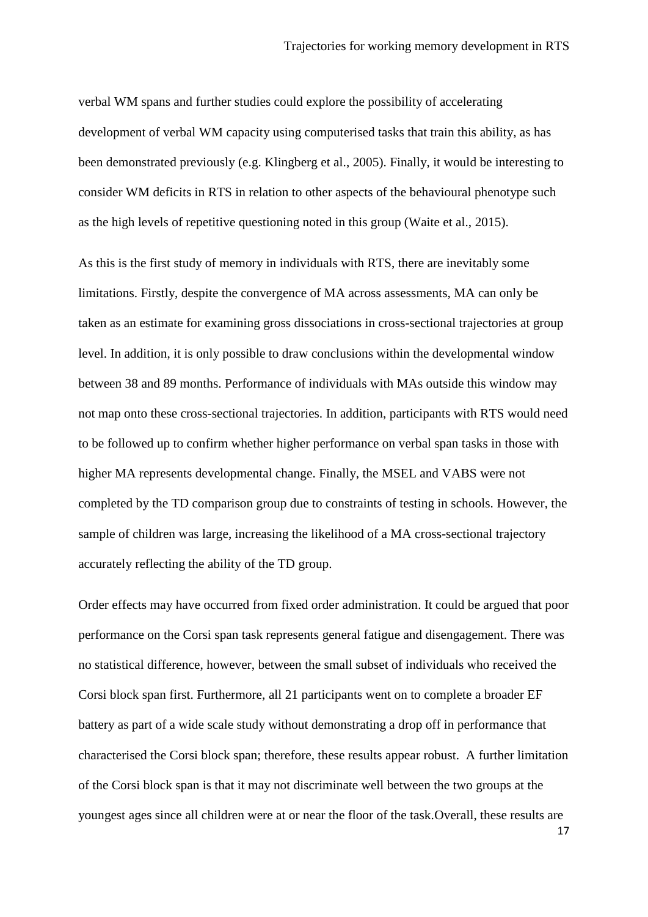verbal WM spans and further studies could explore the possibility of accelerating development of verbal WM capacity using computerised tasks that train this ability, as has been demonstrated previously (e.g. Klingberg et al., 2005). Finally, it would be interesting to consider WM deficits in RTS in relation to other aspects of the behavioural phenotype such as the high levels of repetitive questioning noted in this group (Waite et al., 2015).

As this is the first study of memory in individuals with RTS, there are inevitably some limitations. Firstly, despite the convergence of MA across assessments, MA can only be taken as an estimate for examining gross dissociations in cross-sectional trajectories at group level. In addition, it is only possible to draw conclusions within the developmental window between 38 and 89 months. Performance of individuals with MAs outside this window may not map onto these cross-sectional trajectories. In addition, participants with RTS would need to be followed up to confirm whether higher performance on verbal span tasks in those with higher MA represents developmental change. Finally, the MSEL and VABS were not completed by the TD comparison group due to constraints of testing in schools. However, the sample of children was large, increasing the likelihood of a MA cross-sectional trajectory accurately reflecting the ability of the TD group.

Order effects may have occurred from fixed order administration. It could be argued that poor performance on the Corsi span task represents general fatigue and disengagement. There was no statistical difference, however, between the small subset of individuals who received the Corsi block span first. Furthermore, all 21 participants went on to complete a broader EF battery as part of a wide scale study without demonstrating a drop off in performance that characterised the Corsi block span; therefore, these results appear robust. A further limitation of the Corsi block span is that it may not discriminate well between the two groups at the youngest ages since all children were at or near the floor of the task.Overall, these results are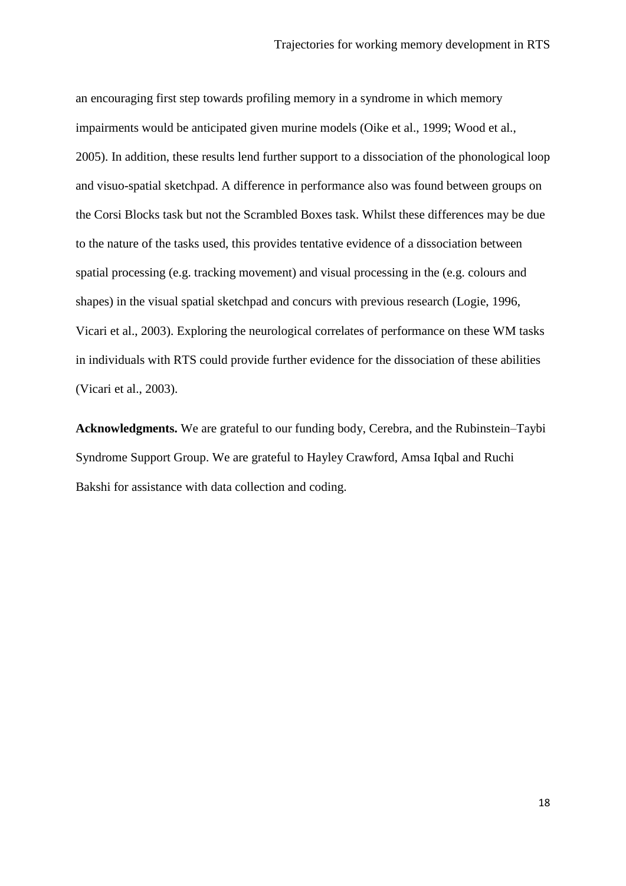an encouraging first step towards profiling memory in a syndrome in which memory impairments would be anticipated given murine models (Oike et al., 1999; Wood et al., 2005). In addition, these results lend further support to a dissociation of the phonological loop and visuo-spatial sketchpad. A difference in performance also was found between groups on the Corsi Blocks task but not the Scrambled Boxes task. Whilst these differences may be due to the nature of the tasks used, this provides tentative evidence of a dissociation between spatial processing (e.g. tracking movement) and visual processing in the (e.g. colours and shapes) in the visual spatial sketchpad and concurs with previous research (Logie, 1996, Vicari et al., 2003). Exploring the neurological correlates of performance on these WM tasks in individuals with RTS could provide further evidence for the dissociation of these abilities (Vicari et al., 2003).

**Acknowledgments.** We are grateful to our funding body, Cerebra, and the Rubinstein–Taybi Syndrome Support Group. We are grateful to Hayley Crawford, Amsa Iqbal and Ruchi Bakshi for assistance with data collection and coding.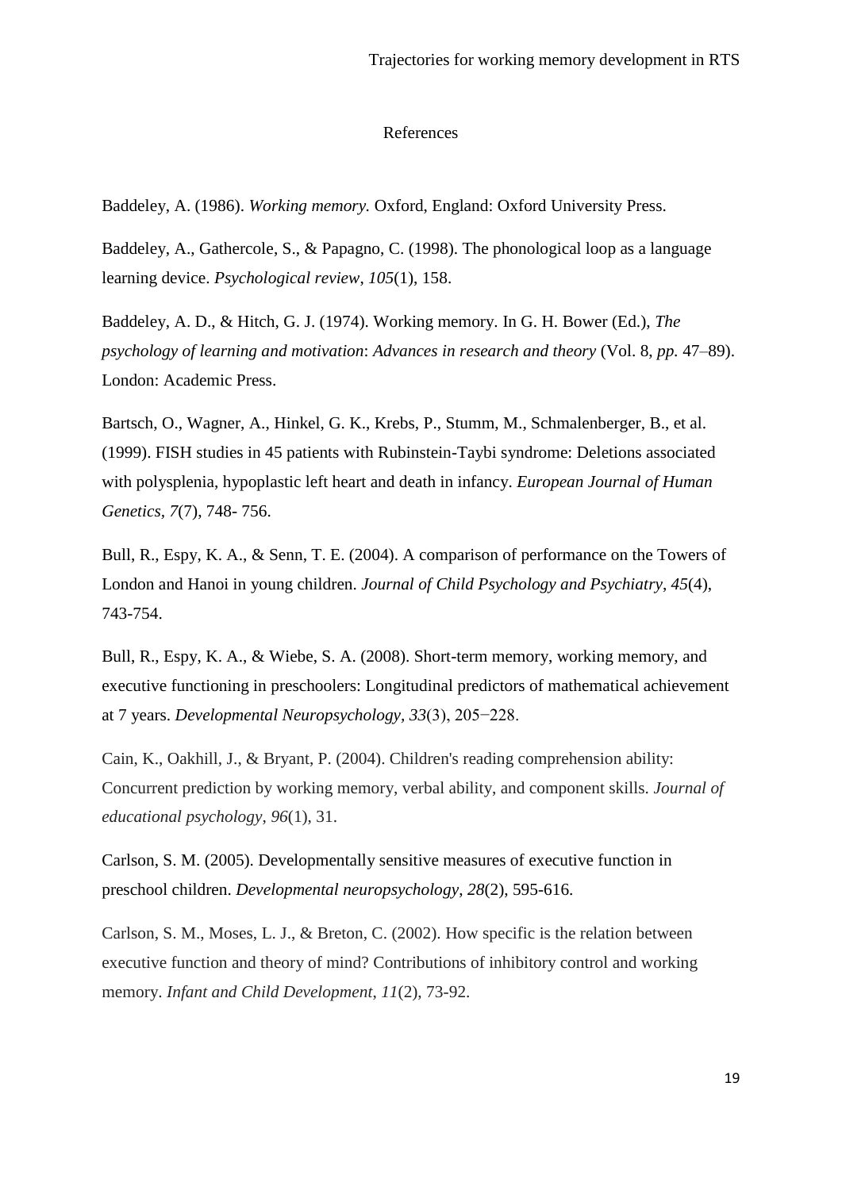# References

Baddeley, A. (1986). *Working memory.* Oxford, England: Oxford University Press.

Baddeley, A., Gathercole, S., & Papagno, C. (1998). The phonological loop as a language learning device. *Psychological review*, *105*(1), 158.

Baddeley, A. D., & Hitch, G. J. (1974). Working memory. In G. H. Bower (Ed.), *The psychology of learning and motivation*: *Advances in research and theory* (Vol. 8, *pp.* 47–89). London: Academic Press.

Bartsch, O., Wagner, A., Hinkel, G. K., Krebs, P., Stumm, M., Schmalenberger, B., et al. (1999). FISH studies in 45 patients with Rubinstein-Taybi syndrome: Deletions associated with polysplenia, hypoplastic left heart and death in infancy. *European Journal of Human Genetics, 7*(7), 748- 756.

Bull, R., Espy, K. A., & Senn, T. E. (2004). A comparison of performance on the Towers of London and Hanoi in young children. *Journal of Child Psychology and Psychiatry*, *45*(4), 743-754.

Bull, R., Espy, K. A., & Wiebe, S. A. (2008). Short-term memory, working memory, and executive functioning in preschoolers: Longitudinal predictors of mathematical achievement at 7 years. *Developmental Neuropsychology, 33*(3), 205−228.

Cain, K., Oakhill, J., & Bryant, P. (2004). Children's reading comprehension ability: Concurrent prediction by working memory, verbal ability, and component skills. *Journal of educational psychology*, *96*(1), 31.

Carlson, S. M. (2005). Developmentally sensitive measures of executive function in preschool children. *Developmental neuropsychology*, *28*(2), 595-616.

Carlson, S. M., Moses, L. J., & Breton, C. (2002). How specific is the relation between executive function and theory of mind? Contributions of inhibitory control and working memory. *Infant and Child Development*, *11*(2), 73-92.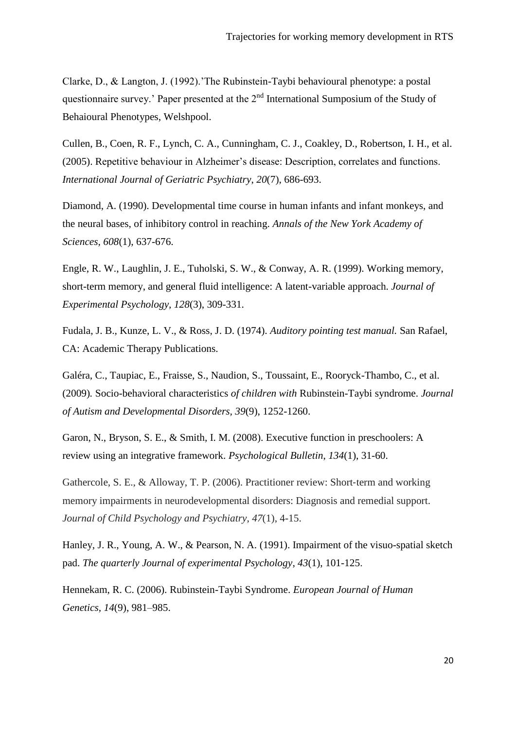Clarke, D., & Langton, J. (1992).'The Rubinstein-Taybi behavioural phenotype: a postal questionnaire survey.' Paper presented at the 2nd International Sumposium of the Study of Behaioural Phenotypes, Welshpool.

Cullen, B., Coen, R. F., Lynch, C. A., Cunningham, C. J., Coakley, D., Robertson, I. H., et al. (2005). Repetitive behaviour in Alzheimer's disease: Description, correlates and functions. *International Journal of Geriatric Psychiatry*, *20*(7), 686-693.

Diamond, A. (1990). Developmental time course in human infants and infant monkeys, and the neural bases, of inhibitory control in reaching. *Annals of the New York Academy of Sciences, 608*(1), 637-676.

Engle, R. W., Laughlin, J. E., Tuholski, S. W., & Conway, A. R. (1999). Working memory, short-term memory, and general fluid intelligence: A latent-variable approach. *Journal of Experimental Psychology*, *128*(3), 309-331.

Fudala, J. B., Kunze, L. V., & Ross, J. D. (1974). *Auditory pointing test manual.* San Rafael, CA: Academic Therapy Publications.

Galéra, C., Taupiac, E., Fraisse, S., Naudion, S., Toussaint, E., Rooryck-Thambo, C., et al. (2009)*.* Socio-behavioral characteristics *of children with* Rubinstein-Taybi syndrome. *Journal of Autism and Developmental Disorders*, *39*(9), 1252-1260.

Garon, N., Bryson, S. E., & Smith, I. M. (2008). Executive function in preschoolers: A review using an integrative framework. *Psychological Bulletin*, *134*(1), 31-60.

Gathercole, S. E., & Alloway, T. P. (2006). Practitioner review: Short-term and working memory impairments in neurodevelopmental disorders: Diagnosis and remedial support. *Journal of Child Psychology and Psychiatry*, *47*(1), 4-15.

Hanley, J. R., Young, A. W., & Pearson, N. A. (1991). Impairment of the visuo-spatial sketch pad. *The quarterly Journal of experimental Psychology*, *43*(1), 101-125.

Hennekam, R. C. (2006). Rubinstein-Taybi Syndrome. *European Journal of Human Genetics, 14*(9), 981–985.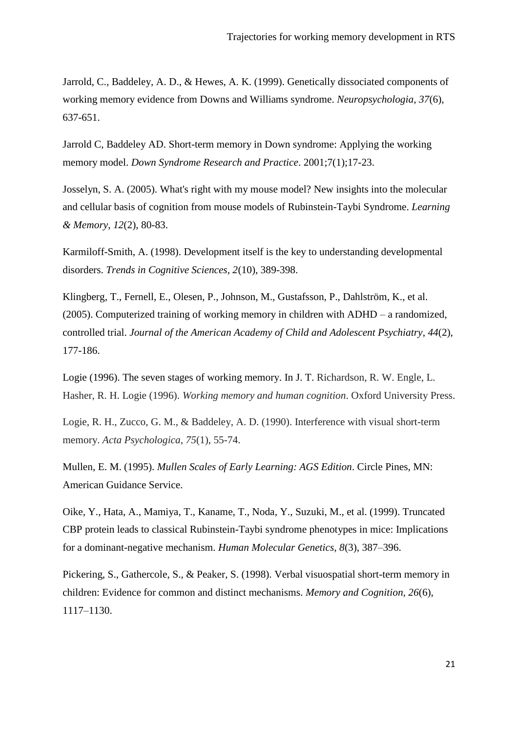Jarrold, C., Baddeley, A. D., & Hewes, A. K. (1999). Genetically dissociated components of working memory evidence from Downs and Williams syndrome. *Neuropsychologia, 37*(6), 637-651.

Jarrold C, Baddeley AD. Short-term memory in Down syndrome: Applying the working memory model. *Down Syndrome Research and Practice*. 2001;7(1);17-23.

Josselyn, S. A. (2005). What's right with my mouse model? New insights into the molecular and cellular basis of cognition from mouse models of Rubinstein-Taybi Syndrome. *Learning & Memory*, *12*(2), 80-83.

Karmiloff-Smith, A. (1998). Development itself is the key to understanding developmental disorders. *Trends in Cognitive Sciences, 2*(10), 389-398.

Klingberg, T., Fernell, E., Olesen, P., Johnson, M., Gustafsson, P., Dahlström, K., et al. (2005). Computerized training of working memory in children with ADHD – a randomized, controlled trial. *Journal of the American Academy of Child and Adolescent Psychiatry*, *44*(2), 177-186.

Logie (1996). The seven stages of working memory. In J. T. Richardson, R. W. Engle, L. Hasher, R. H. Logie (1996). *Working memory and human cognition*. Oxford University Press.

Logie, R. H., Zucco, G. M., & Baddeley, A. D. (1990). Interference with visual short-term memory. *Acta Psychologica*, *75*(1), 55-74.

Mullen, E. M. (1995). *Mullen Scales of Early Learning: AGS Edition*. Circle Pines, MN: American Guidance Service.

Oike, Y., Hata, A., Mamiya, T., Kaname, T., Noda, Y., Suzuki, M., et al. (1999). Truncated CBP protein leads to classical Rubinstein-Taybi syndrome phenotypes in mice: Implications for a dominant-negative mechanism. *Human Molecular Genetics, 8*(3), 387–396.

Pickering, S., Gathercole, S., & Peaker, S. (1998). Verbal visuospatial short-term memory in children: Evidence for common and distinct mechanisms. *Memory and Cognition, 26*(6), 1117–1130.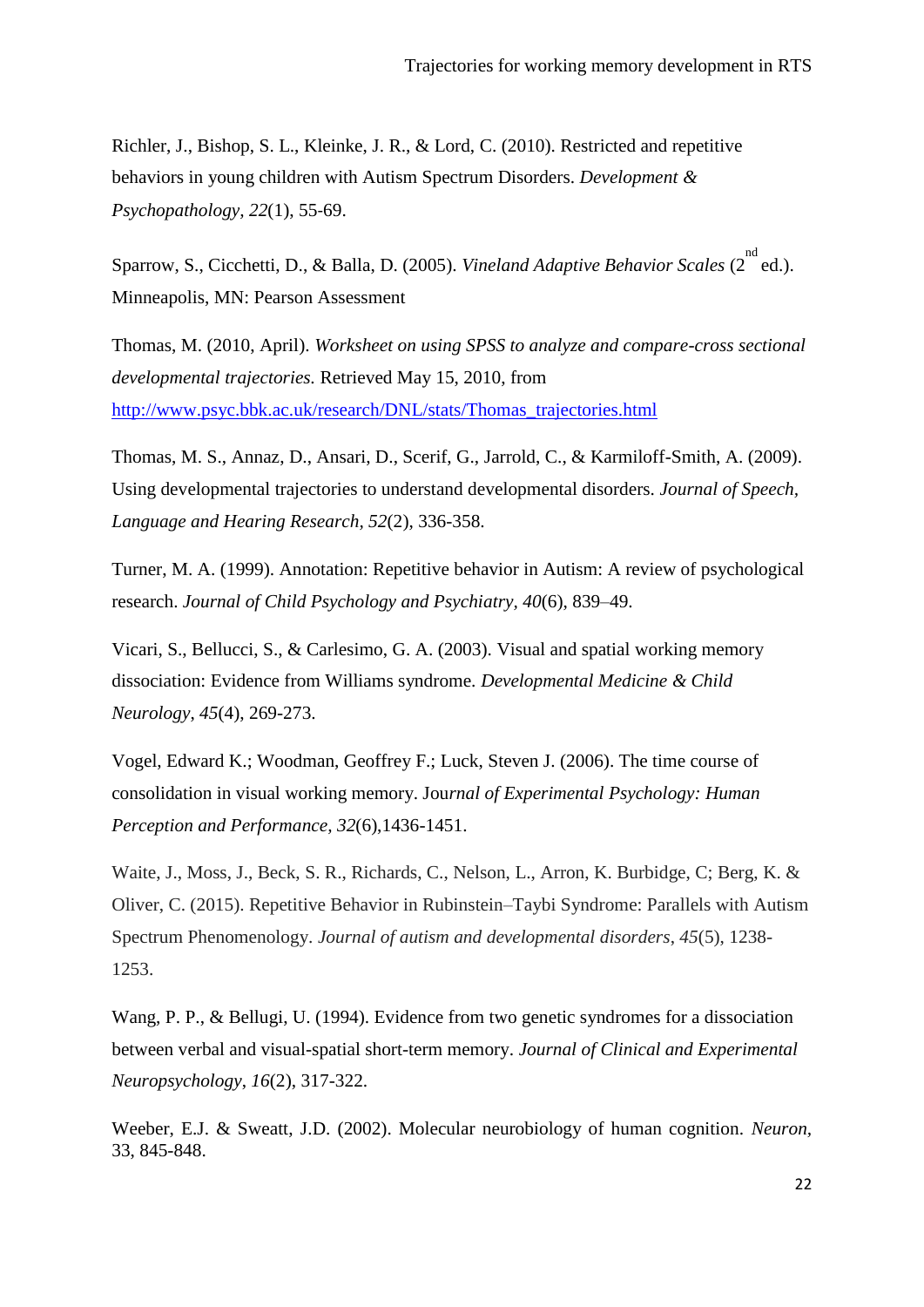Richler, J., Bishop, S. L., Kleinke, J. R., & Lord, C. (2010). Restricted and repetitive behaviors in young children with Autism Spectrum Disorders. *Development & Psychopathology*, *22*(1), 55-69.

Sparrow, S., Cicchetti, D., & Balla, D. (2005). *Vineland Adaptive Behavior Scales* (2nd ed.). Minneapolis, MN: Pearson Assessment

Thomas, M. (2010, April). *Worksheet on using SPSS to analyze and compare-cross sectional developmental trajectories.* Retrieved May 15, 2010, from [http://www.psyc.bbk.ac.uk/research/DNL/stats/Thomas_trajectories.html](http://www.psyc.bbk.ac.uk/research/DNL/stats/Thomas_trajectories.html)

Thomas, M. S., Annaz, D., Ansari, D., Scerif, G., Jarrold, C., & Karmiloff-Smith, A. (2009). Using developmental trajectories to understand developmental disorders. *Journal of Speech, Language and Hearing Research*, *52*(2), 336-358.

Turner, M. A. (1999). Annotation: Repetitive behavior in Autism: A review of psychological research. *Journal of Child Psychology and Psychiatry*, *40*(6), 839–49.

Vicari, S., Bellucci, S., & Carlesimo, G. A. (2003). Visual and spatial working memory dissociation: Evidence from Williams syndrome. *Developmental Medicine & Child Neurology*, *45*(4), 269-273.

Vogel, Edward K.; Woodman, Geoffrey F.; Luck, Steven J. (2006). The time course of consolidation in visual working memory. Jou*rnal of Experimental Psychology: Human Perception and Performance*, *32*(6),1436-1451.

Waite, J., Moss, J., Beck, S. R., Richards, C., Nelson, L., Arron, K. Burbidge, C; Berg, K. & Oliver, C. (2015). Repetitive Behavior in Rubinstein–Taybi Syndrome: Parallels with Autism Spectrum Phenomenology. *Journal of autism and developmental disorders*, *45*(5), 1238-1253.

Wang, P. P., & Bellugi, U. (1994). Evidence from two genetic syndromes for a dissociation between verbal and visual-spatial short-term memory. *Journal of Clinical and Experimental Neuropsychology*, *16*(2), 317-322.

Weeber, E.J. & Sweatt, J.D. (2002). Molecular neurobiology of human cognition. *Neuron*, 33, 845-848.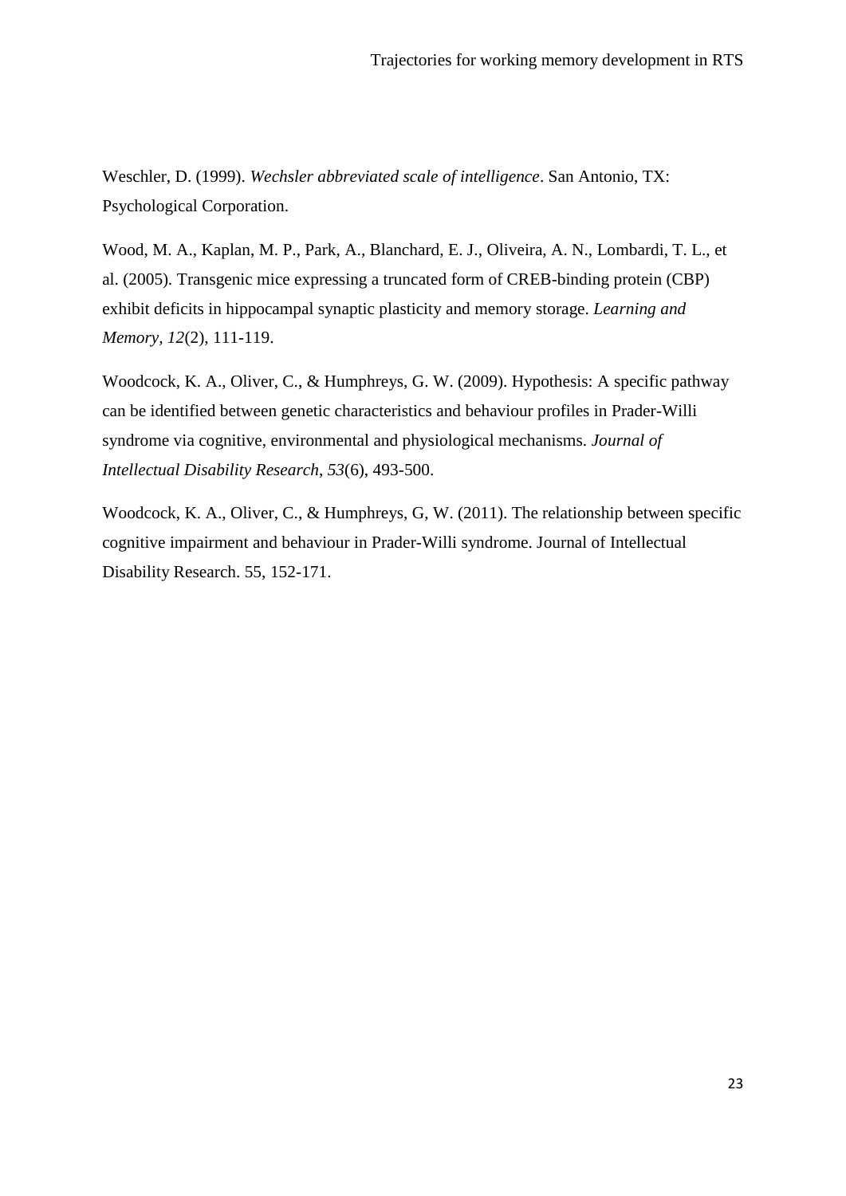Weschler, D. (1999). *Wechsler abbreviated scale of intelligence*. San Antonio, TX: Psychological Corporation.

Wood, M. A., Kaplan, M. P., Park, A., Blanchard, E. J., Oliveira, A. N., Lombardi, T. L., et al. (2005). Transgenic mice expressing a truncated form of CREB-binding protein (CBP) exhibit deficits in hippocampal synaptic plasticity and memory storage. *Learning and Memory*, *12*(2), 111-119.

Woodcock, K. A., Oliver, C., & Humphreys, G. W. (2009). Hypothesis: A specific pathway can be identified between genetic characteristics and behaviour profiles in Prader-Willi syndrome via cognitive, environmental and physiological mechanisms. *Journal of Intellectual Disability Research*, *53*(6), 493-500.

Woodcock, K. A., Oliver, C., & Humphreys, G, W. (2011). The relationship between specific cognitive impairment and behaviour in Prader-Willi syndrome. Journal of Intellectual Disability Research. 55, 152-171.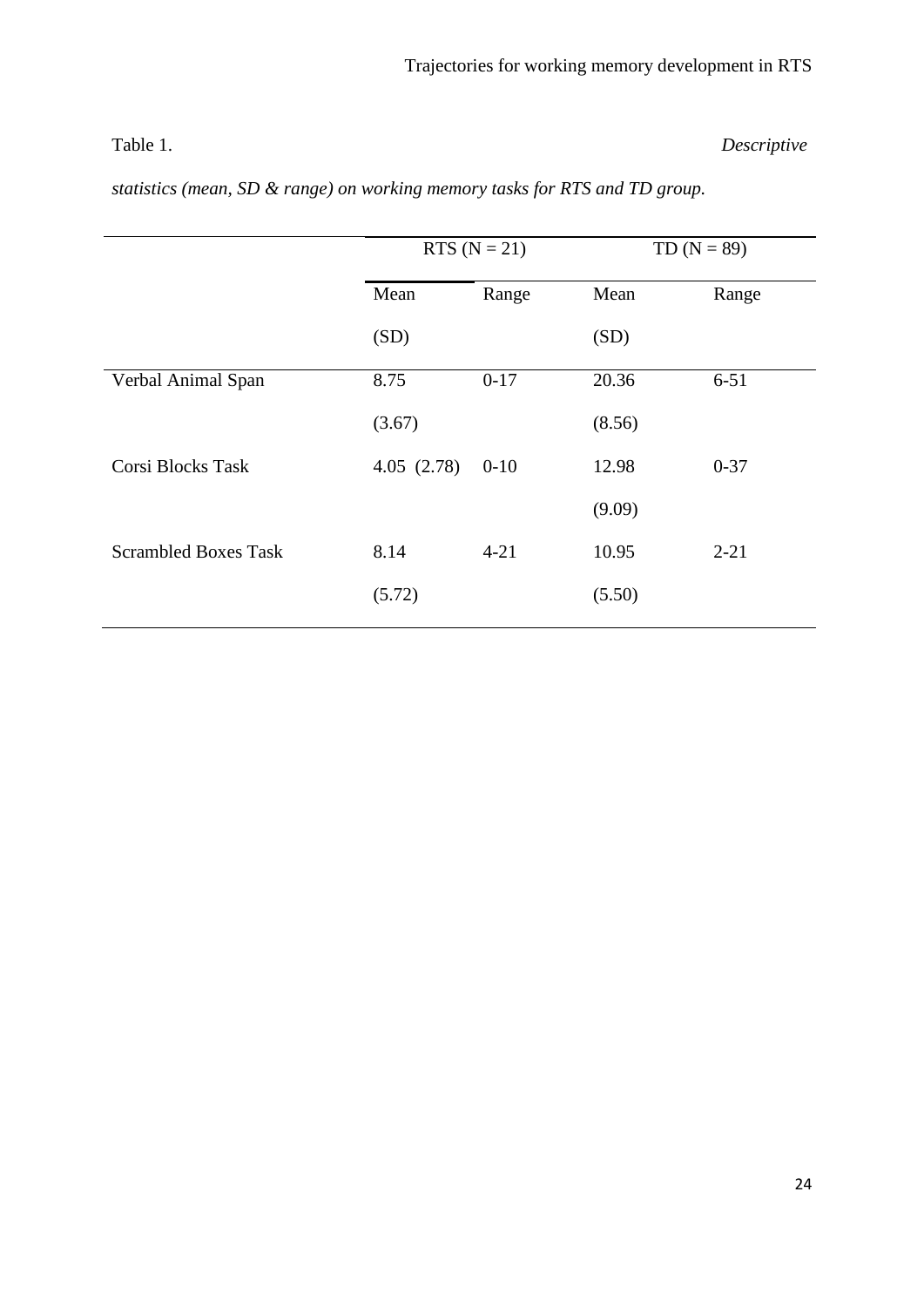Table 1. *Descriptive statistics (mean, SD & range) on working memory tasks for RTS and TD group.*

| | RTS (N = 21) | | TD (N = 89) | |
|---|---|---|---|---|
| | Mean (SD) | Range | Mean (SD) | Range |
| Verbal Animal Span | 8.75 (3.67) | 0-17 | 20.36 (8.56) | 6-51 |
| Corsi Blocks Task | 4.05 (2.78) | 0-10 | 12.98 (9.09) | 0-37 |
| Scrambled Boxes Task | 8.14 (5.72) | 4-21 | 10.95 (5.50) | 2-21 |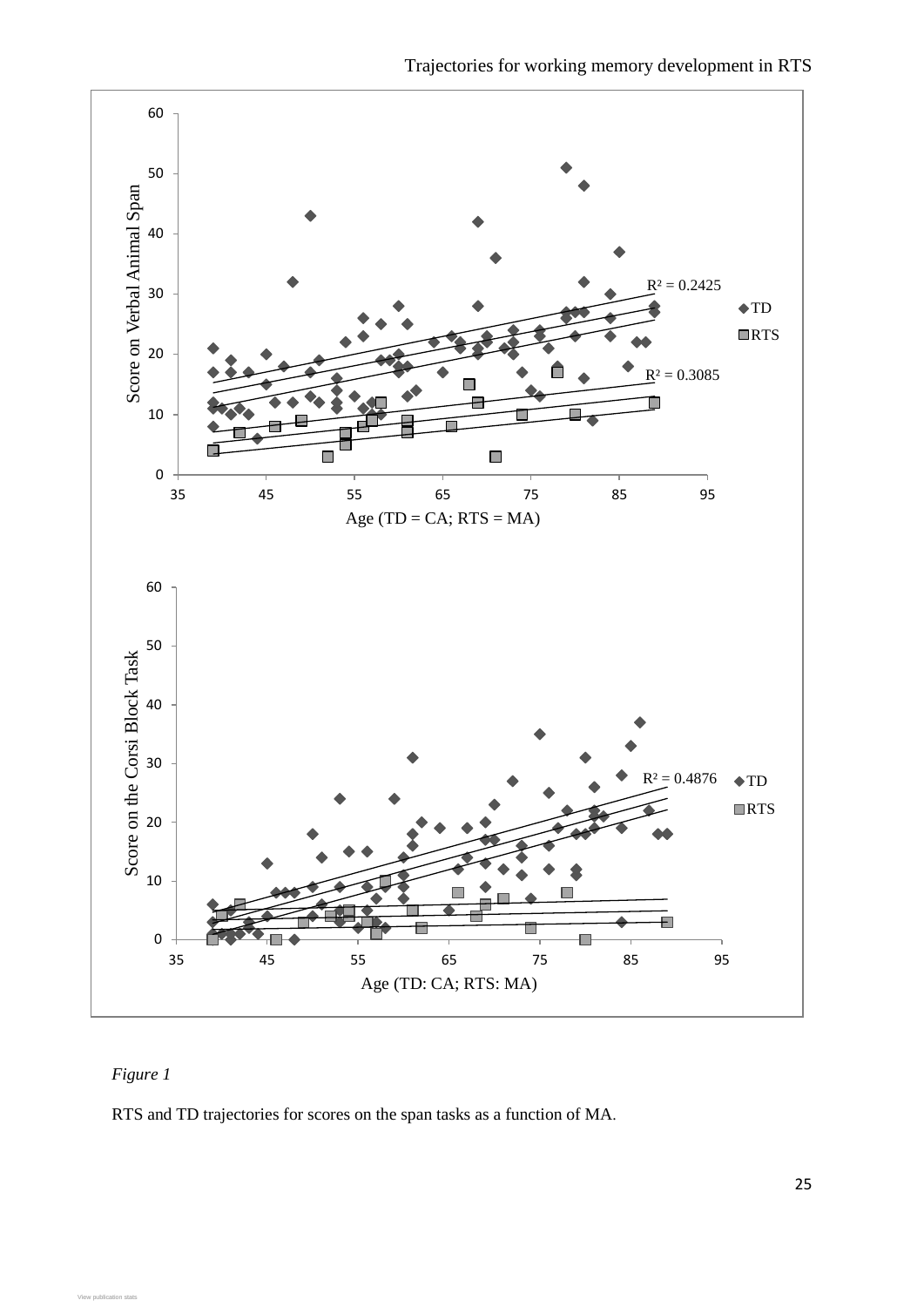60
50
40
30
20
10
0

Score on Verbal Animal Span

R² = 0.2425

R² = 0.3085

TD
RTS

35 45 55 65 75 85 95

Age (TD = CA; RTS = MA)

60
50
40
30
20
10
0

Score on the Corsi Block Task

R² = 0.4876

TD
RTS

35 45 55 65 75 85 95

Age (TD: CA; RTS: MA)

*Figure 1*

RTS and TD trajectories for scores on the span tasks as a function of MA.